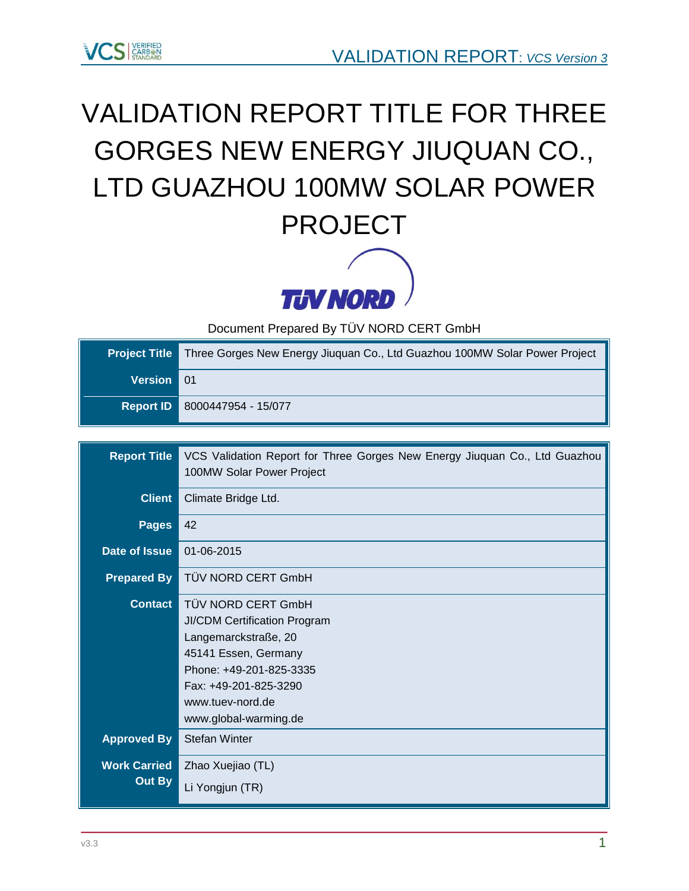# VALIDATION REPORT TITLE FOR THREE GORGES NEW ENERGY JIUQUAN CO., LTD GUAZHOU 100MW SOLAR POWER PROJECT

Document Prepared By TÜV NORD CERT GmbH

| **Project Title** | Three Gorges New Energy Jiuquan Co., Ltd Guazhou 100MW Solar Power Project |
|---|---|
| **Version** | 01 |
| **Report ID** | 8000447954 - 15/077 |

| **Report Title** | VCS Validation Report for Three Gorges New Energy Jiuquan Co., Ltd Guazhou 100MW Solar Power Project |
|---|---|
| **Client** | Climate Bridge Ltd. |
| **Pages** | 42 |
| **Date of Issue** | 01-06-2015 |
| **Prepared By** | TÜV NORD CERT GmbH |
| **Contact** | TÜV NORD CERT GmbH<br>JI/CDM Certification Program<br>Langemarckstraße, 20<br>45141 Essen, Germany<br>Phone: +49-201-825-3335<br>Fax: +49-201-825-3290<br>www.tuev-nord.de<br>www.global-warming.de |
| **Approved By** | Stefan Winter |
| **Work Carried Out By** | Zhao Xuejiao (TL)<br>Li Yongjun (TR) |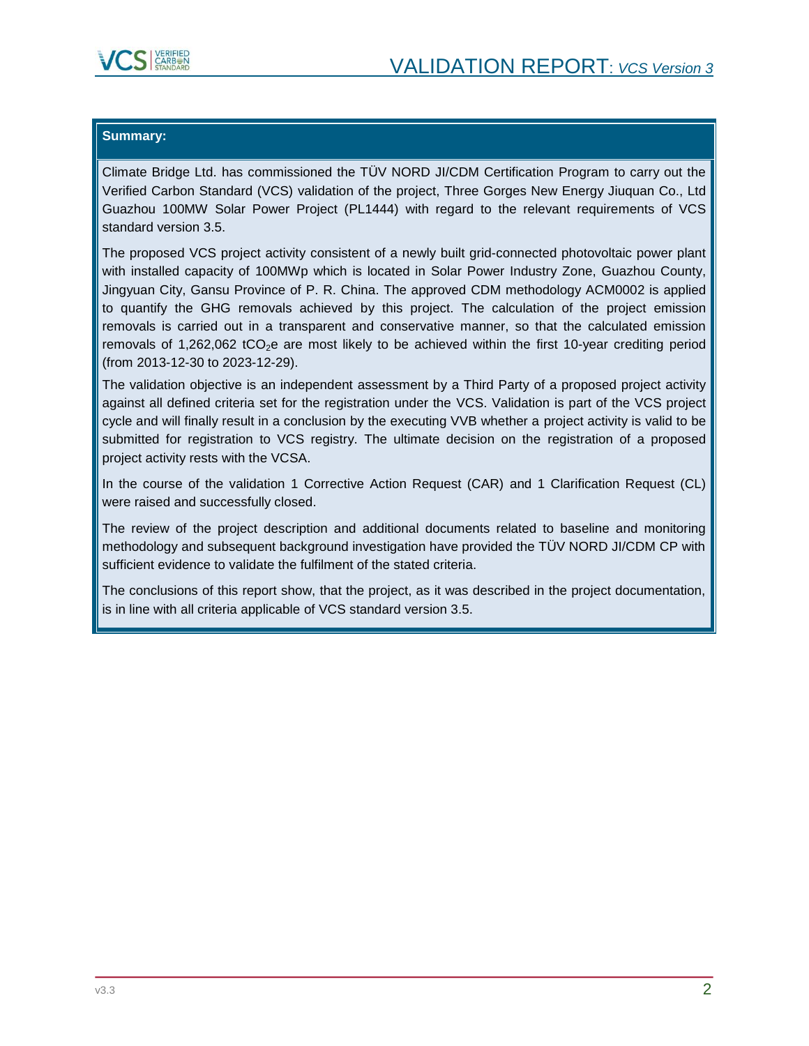**Summary:**

Climate Bridge Ltd. has commissioned the TÜV NORD JI/CDM Certification Program to carry out the Verified Carbon Standard (VCS) validation of the project, Three Gorges New Energy Jiuquan Co., Ltd Guazhou 100MW Solar Power Project (PL1444) with regard to the relevant requirements of VCS standard version 3.5.

The proposed VCS project activity consistent of a newly built grid-connected photovoltaic power plant with installed capacity of 100MWp which is located in Solar Power Industry Zone, Guazhou County, Jingyuan City, Gansu Province of P. R. China. The approved CDM methodology ACM0002 is applied to quantify the GHG removals achieved by this project. The calculation of the project emission removals is carried out in a transparent and conservative manner, so that the calculated emission removals of 1,262,062 $tCO_2e$ are most likely to be achieved within the first 10-year crediting period (from 2013-12-30 to 2023-12-29).

The validation objective is an independent assessment by a Third Party of a proposed project activity against all defined criteria set for the registration under the VCS. Validation is part of the VCS project cycle and will finally result in a conclusion by the executing VVB whether a project activity is valid to be submitted for registration to VCS registry. The ultimate decision on the registration of a proposed project activity rests with the VCSA.

In the course of the validation 1 Corrective Action Request (CAR) and 1 Clarification Request (CL) were raised and successfully closed.

The review of the project description and additional documents related to baseline and monitoring methodology and subsequent background investigation have provided the TÜV NORD JI/CDM CP with sufficient evidence to validate the fulfilment of the stated criteria.

The conclusions of this report show, that the project, as it was described in the project documentation, is in line with all criteria applicable of VCS standard version 3.5.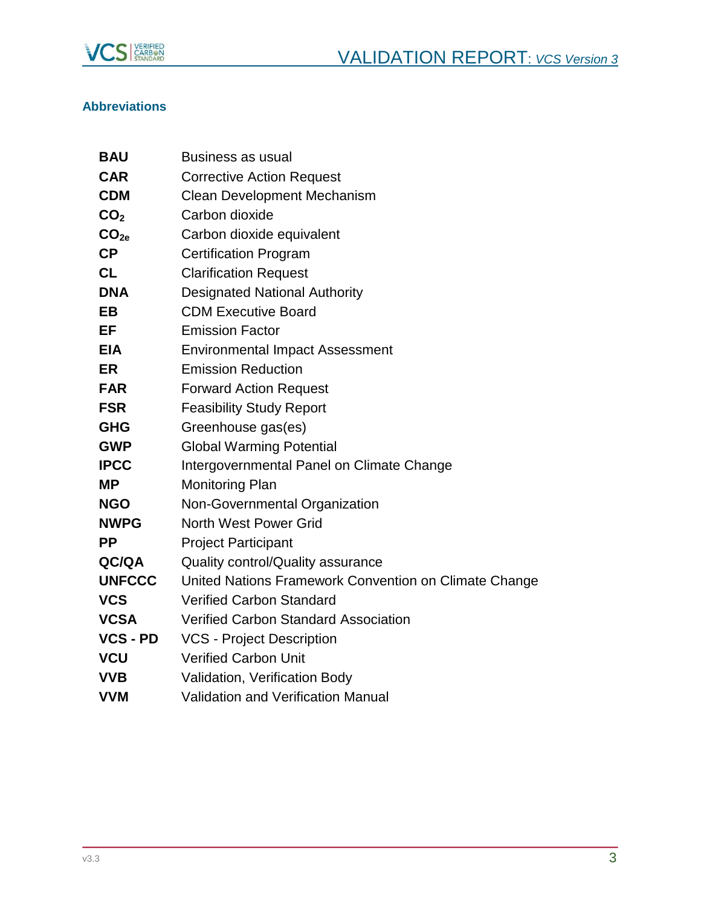## Abbreviations

| | |
|---|---|
| **BAU** | Business as usual |
| **CAR** | Corrective Action Request |
| **CDM** | Clean Development Mechanism |
| **$CO_2$** | Carbon dioxide |
| **$CO_{2e}$** | Carbon dioxide equivalent |
| **CP** | Certification Program |
| **CL** | Clarification Request |
| **DNA** | Designated National Authority |
| **EB** | CDM Executive Board |
| **EF** | Emission Factor |
| **EIA** | Environmental Impact Assessment |
| **ER** | Emission Reduction |
| **FAR** | Forward Action Request |
| **FSR** | Feasibility Study Report |
| **GHG** | Greenhouse gas(es) |
| **GWP** | Global Warming Potential |
| **IPCC** | Intergovernmental Panel on Climate Change |
| **MP** | Monitoring Plan |
| **NGO** | Non-Governmental Organization |
| **NWPG** | North West Power Grid |
| **PP** | Project Participant |
| **QC/QA** | Quality control/Quality assurance |
| **UNFCCC** | United Nations Framework Convention on Climate Change |
| **VCS** | Verified Carbon Standard |
| **VCSA** | Verified Carbon Standard Association |
| **VCS - PD** | VCS - Project Description |
| **VCU** | Verified Carbon Unit |
| **VVB** | Validation, Verification Body |
| **VVM** | Validation and Verification Manual |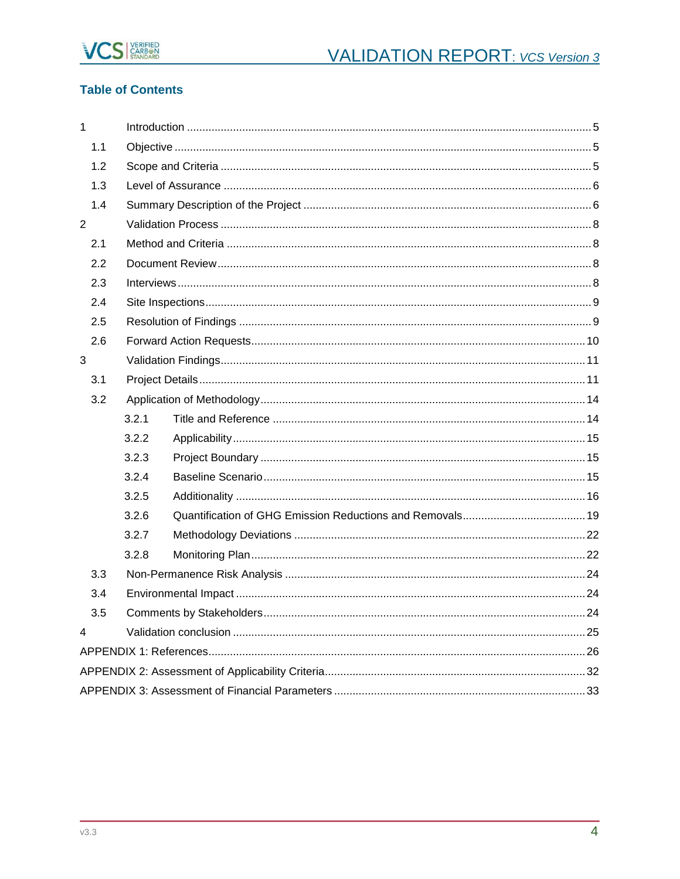## Table of Contents

| | | |
|---|---|---|
| 1 | Introduction | 5 |
| 1.1 | Objective | 5 |
| 1.2 | Scope and Criteria | 5 |
| 1.3 | Level of Assurance | 6 |
| 1.4 | Summary Description of the Project | 6 |
| 2 | Validation Process | 8 |
| 2.1 | Method and Criteria | 8 |
| 2.2 | Document Review | 8 |
| 2.3 | Interviews | 8 |
| 2.4 | Site Inspections | 9 |
| 2.5 | Resolution of Findings | 9 |
| 2.6 | Forward Action Requests | 10 |
| 3 | Validation Findings | 11 |
| 3.1 | Project Details | 11 |
| 3.2 | Application of Methodology | 14 |
| 3.2.1 | Title and Reference | 14 |
| 3.2.2 | Applicability | 15 |
| 3.2.3 | Project Boundary | 15 |
| 3.2.4 | Baseline Scenario | 15 |
| 3.2.5 | Additionality | 16 |
| 3.2.6 | Quantification of GHG Emission Reductions and Removals | 19 |
| 3.2.7 | Methodology Deviations | 22 |
| 3.2.8 | Monitoring Plan | 22 |
| 3.3 | Non-Permanence Risk Analysis | 24 |
| 3.4 | Environmental Impact | 24 |
| 3.5 | Comments by Stakeholders | 24 |
| 4 | Validation conclusion | 25 |
| APPENDIX 1: References | | 26 |
| APPENDIX 2: Assessment of Applicability Criteria | | 32 |
| APPENDIX 3: Assessment of Financial Parameters | | 33 |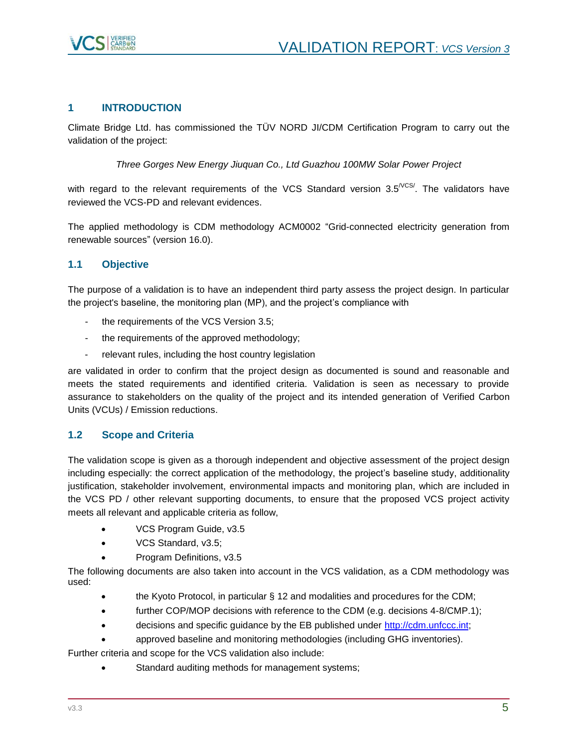# 1 INTRODUCTION

Climate Bridge Ltd. has commissioned the TÜV NORD JI/CDM Certification Program to carry out the validation of the project:

*Three Gorges New Energy Jiuquan Co., Ltd Guazhou 100MW Solar Power Project*

with regard to the relevant requirements of the VCS Standard version 3.5[/VCS/]. The validators have reviewed the VCS-PD and relevant evidences.

The applied methodology is CDM methodology ACM0002 "Grid-connected electricity generation from renewable sources" (version 16.0).

## 1.1 Objective

The purpose of a validation is to have an independent third party assess the project design. In particular the project's baseline, the monitoring plan (MP), and the project's compliance with

- the requirements of the VCS Version 3.5;
- the requirements of the approved methodology;
- relevant rules, including the host country legislation

are validated in order to confirm that the project design as documented is sound and reasonable and meets the stated requirements and identified criteria. Validation is seen as necessary to provide assurance to stakeholders on the quality of the project and its intended generation of Verified Carbon Units (VCUs) / Emission reductions.

## 1.2 Scope and Criteria

The validation scope is given as a thorough independent and objective assessment of the project design including especially: the correct application of the methodology, the project's baseline study, additionality justification, stakeholder involvement, environmental impacts and monitoring plan, which are included in the VCS PD / other relevant supporting documents, to ensure that the proposed VCS project activity meets all relevant and applicable criteria as follow,

- VCS Program Guide, v3.5
- VCS Standard, v3.5;
- Program Definitions, v3.5

The following documents are also taken into account in the VCS validation, as a CDM methodology was used:

- the Kyoto Protocol, in particular § 12 and modalities and procedures for the CDM;
- further COP/MOP decisions with reference to the CDM (e.g. decisions 4-8/CMP.1);
- decisions and specific guidance by the EB published under http://cdm.unfccc.int;
- approved baseline and monitoring methodologies (including GHG inventories).

Further criteria and scope for the VCS validation also include:

- Standard auditing methods for management systems;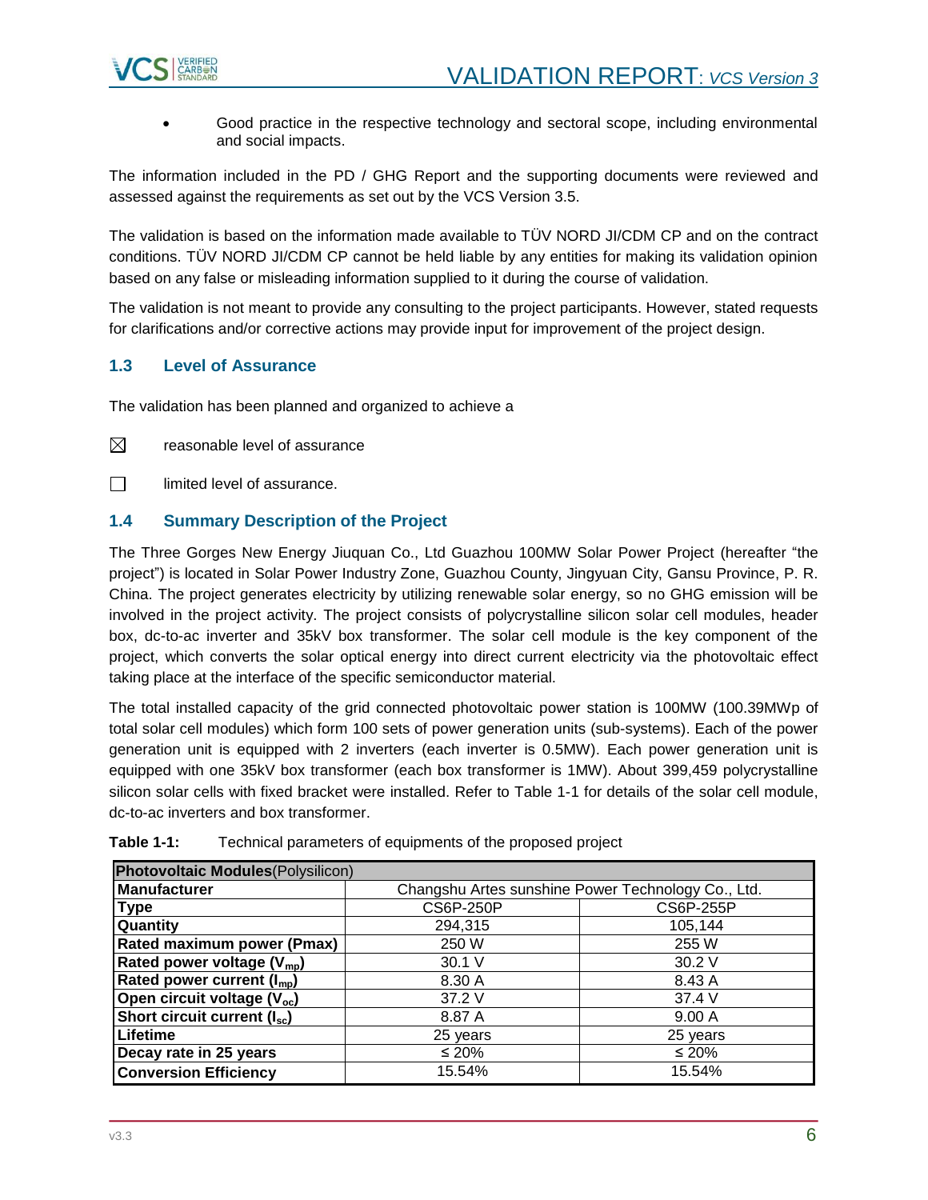- Good practice in the respective technology and sectoral scope, including environmental and social impacts.

The information included in the PD / GHG Report and the supporting documents were reviewed and assessed against the requirements as set out by the VCS Version 3.5.

The validation is based on the information made available to TÜV NORD JI/CDM CP and on the contract conditions. TÜV NORD JI/CDM CP cannot be held liable by any entities for making its validation opinion based on any false or misleading information supplied to it during the course of validation.

The validation is not meant to provide any consulting to the project participants. However, stated requests for clarifications and/or corrective actions may provide input for improvement of the project design.

## 1.3 Level of Assurance

The validation has been planned and organized to achieve a

☒ reasonable level of assurance

☐ limited level of assurance.

## 1.4 Summary Description of the Project

The Three Gorges New Energy Jiuquan Co., Ltd Guazhou 100MW Solar Power Project (hereafter "the project") is located in Solar Power Industry Zone, Guazhou County, Jingyuan City, Gansu Province, P. R. China. The project generates electricity by utilizing renewable solar energy, so no GHG emission will be involved in the project activity. The project consists of polycrystalline silicon solar cell modules, header box, dc-to-ac inverter and 35kV box transformer. The solar cell module is the key component of the project, which converts the solar optical energy into direct current electricity via the photovoltaic effect taking place at the interface of the specific semiconductor material.

The total installed capacity of the grid connected photovoltaic power station is 100MW (100.39MWp of total solar cell modules) which form 100 sets of power generation units (sub-systems). Each of the power generation unit is equipped with 2 inverters (each inverter is 0.5MW). Each power generation unit is equipped with one 35kV box transformer (each box transformer is 1MW). About 399,459 polycrystalline silicon solar cells with fixed bracket were installed. Refer to Table 1-1 for details of the solar cell module, dc-to-ac inverters and box transformer.

**Table 1-1:** Technical parameters of equipments of the proposed project

| **Photovoltaic Modules**(Polysilicon) | | |
|---|---|---|
| **Manufacturer** | Changshu Artes sunshine Power Technology Co., Ltd. | |
| **Type** | CS6P-250P | CS6P-255P |
| **Quantity** | 294,315 | 105,144 |
| **Rated maximum power (Pmax)** | 250 W | 255 W |
| **Rated power voltage ($V_{mp}$)** | 30.1 V | 30.2 V |
| **Rated power current ($I_{mp}$)** | 8.30 A | 8.43 A |
| **Open circuit voltage ($V_{oc}$)** | 37.2 V | 37.4 V |
| **Short circuit current ($I_{sc}$)** | 8.87 A | 9.00 A |
| **Lifetime** | 25 years | 25 years |
| **Decay rate in 25 years** | ≤ 20% | ≤ 20% |
| **Conversion Efficiency** | 15.54% | 15.54% |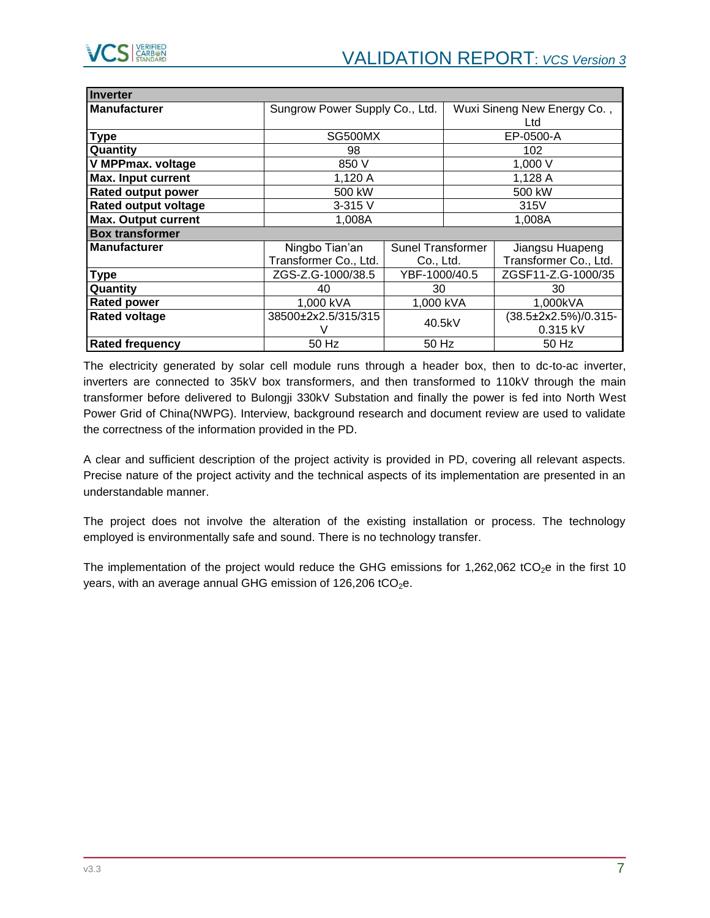| Inverter | | | |
|---|---|---|---|
| **Manufacturer** | Sungrow Power Supply Co., Ltd. | | Wuxi Sineng New Energy Co. , Ltd |
| **Type** | SG500MX | | EP-0500-A |
| **Quantity** | 98 | | 102 |
| **V MPPmax. voltage** | 850 V | | 1,000 V |
| **Max. Input current** | 1,120 A | | 1,128 A |
| **Rated output power** | 500 kW | | 500 kW |
| **Rated output voltage** | 3-315 V | | 315V |
| **Max. Output current** | 1,008A | | 1,008A |
| **Box transformer** | | | |
| **Manufacturer** | Ningbo Tian'an Transformer Co., Ltd. | Sunel Transformer Co., Ltd. | Jiangsu Huapeng Transformer Co., Ltd. |
| **Type** | ZGS-Z.G-1000/38.5 | YBF-1000/40.5 | ZGSF11-Z.G-1000/35 |
| **Quantity** | 40 | 30 | 30 |
| **Rated power** | 1,000 kVA | 1,000 kVA | 1,000kVA |
| **Rated voltage** | 38500±2x2.5/315/315 V | 40.5kV | (38.5±2x2.5%)/0.315-0.315 kV |
| **Rated frequency** | 50 Hz | 50 Hz | 50 Hz |

The electricity generated by solar cell module runs through a header box, then to dc-to-ac inverter, inverters are connected to 35kV box transformers, and then transformed to 110kV through the main transformer before delivered to Bulongji 330kV Substation and finally the power is fed into North West Power Grid of China(NWPG). Interview, background research and document review are used to validate the correctness of the information provided in the PD.

A clear and sufficient description of the project activity is provided in PD, covering all relevant aspects. Precise nature of the project activity and the technical aspects of its implementation are presented in an understandable manner.

The project does not involve the alteration of the existing installation or process. The technology employed is environmentally safe and sound. There is no technology transfer.

The implementation of the project would reduce the GHG emissions for 1,262,062 $tCO_2e$ in the first 10 years, with an average annual GHG emission of 126,206 $tCO_2e$.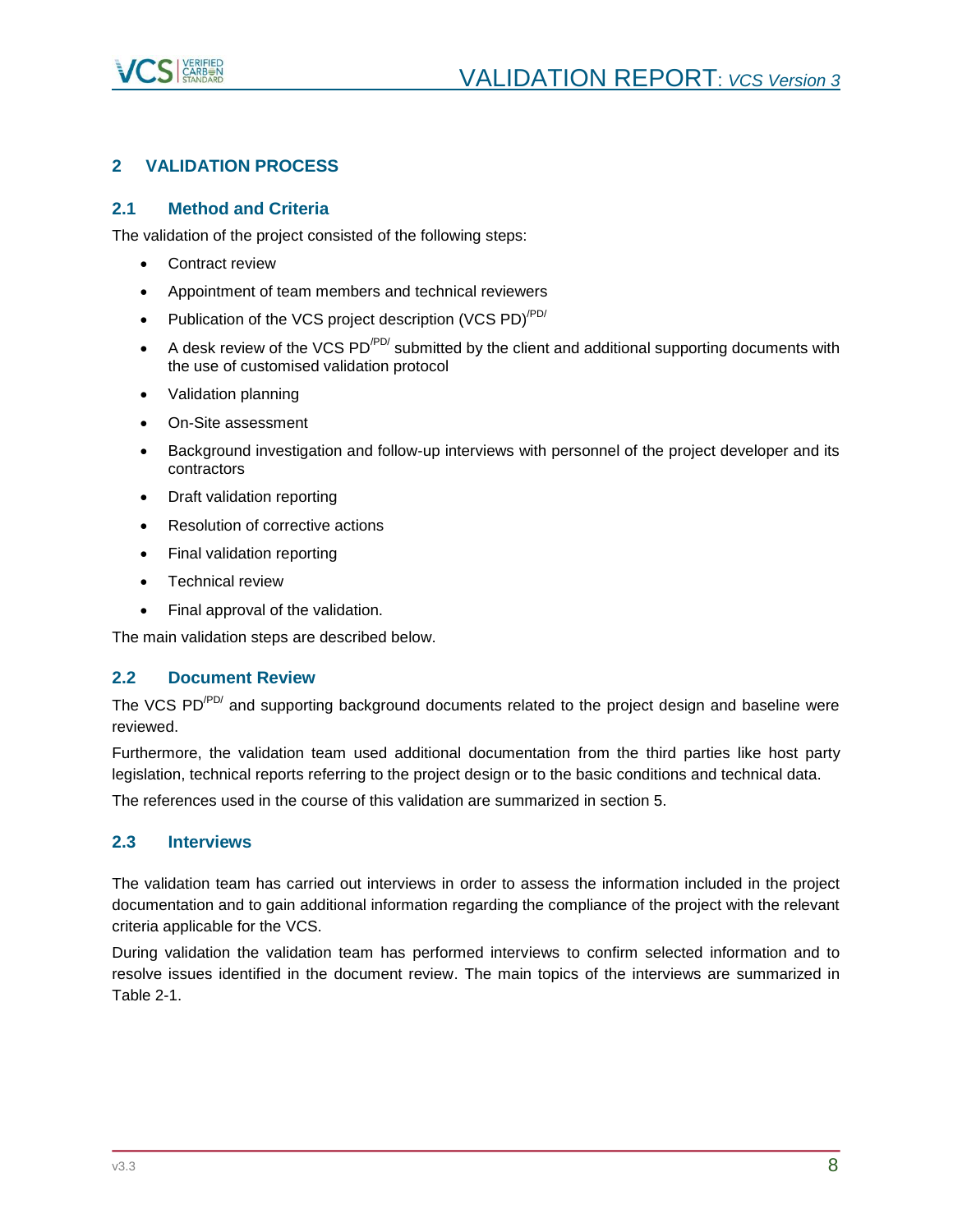## 2 VALIDATION PROCESS

### 2.1 Method and Criteria

The validation of the project consisted of the following steps:

- Contract review
- Appointment of team members and technical reviewers
- Publication of the VCS project description (VCS PD)[/PD/]
- A desk review of the VCS PD[/PD/] submitted by the client and additional supporting documents with the use of customised validation protocol
- Validation planning
- On-Site assessment
- Background investigation and follow-up interviews with personnel of the project developer and its contractors
- Draft validation reporting
- Resolution of corrective actions
- Final validation reporting
- Technical review
- Final approval of the validation.

The main validation steps are described below.

### 2.2 Document Review

The VCS PD[/PD/] and supporting background documents related to the project design and baseline were reviewed.

Furthermore, the validation team used additional documentation from the third parties like host party legislation, technical reports referring to the project design or to the basic conditions and technical data.

The references used in the course of this validation are summarized in section 5.

### 2.3 Interviews

The validation team has carried out interviews in order to assess the information included in the project documentation and to gain additional information regarding the compliance of the project with the relevant criteria applicable for the VCS.

During validation the validation team has performed interviews to confirm selected information and to resolve issues identified in the document review. The main topics of the interviews are summarized in Table 2-1.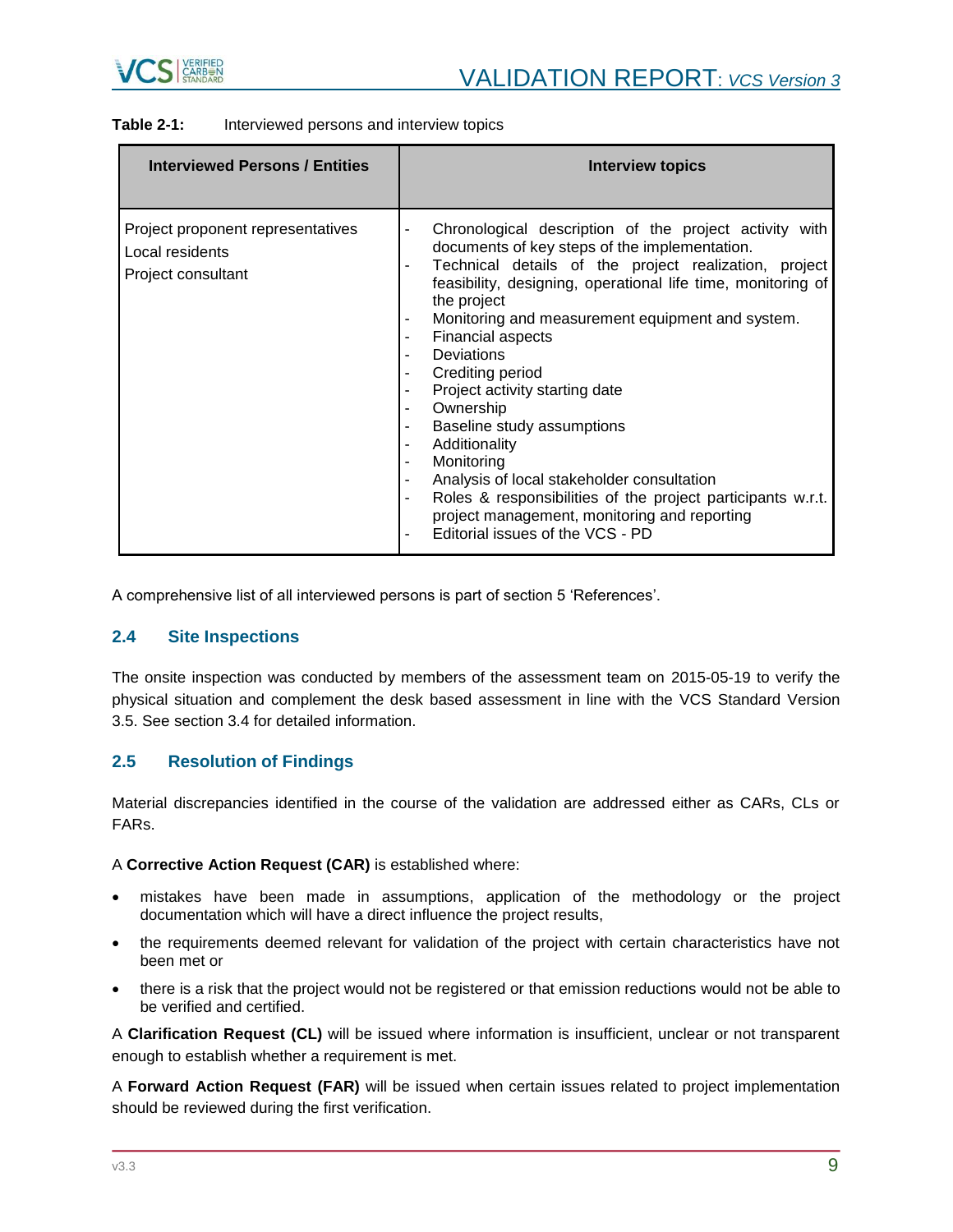**Table 2-1:** Interviewed persons and interview topics

| Interviewed Persons / Entities | Interview topics |
|---|---|
| Project proponent representatives<br>Local residents<br>Project consultant | - Chronological description of the project activity with documents of key steps of the implementation.<br>- Technical details of the project realization, project feasibility, designing, operational life time, monitoring of the project<br>- Monitoring and measurement equipment and system.<br>- Financial aspects<br>- Deviations<br>- Crediting period<br>- Project activity starting date<br>- Ownership<br>- Baseline study assumptions<br>- Additionality<br>- Monitoring<br>- Analysis of local stakeholder consultation<br>- Roles & responsibilities of the project participants w.r.t. project management, monitoring and reporting<br>- Editorial issues of the VCS - PD |

A comprehensive list of all interviewed persons is part of section 5 'References'.

## 2.4 Site Inspections

The onsite inspection was conducted by members of the assessment team on 2015-05-19 to verify the physical situation and complement the desk based assessment in line with the VCS Standard Version 3.5. See section 3.4 for detailed information.

## 2.5 Resolution of Findings

Material discrepancies identified in the course of the validation are addressed either as CARs, CLs or FARs.

A **Corrective Action Request (CAR)** is established where:

- mistakes have been made in assumptions, application of the methodology or the project documentation which will have a direct influence the project results,
- the requirements deemed relevant for validation of the project with certain characteristics have not been met or
- there is a risk that the project would not be registered or that emission reductions would not be able to be verified and certified.

A **Clarification Request (CL)** will be issued where information is insufficient, unclear or not transparent enough to establish whether a requirement is met.

A **Forward Action Request (FAR)** will be issued when certain issues related to project implementation should be reviewed during the first verification.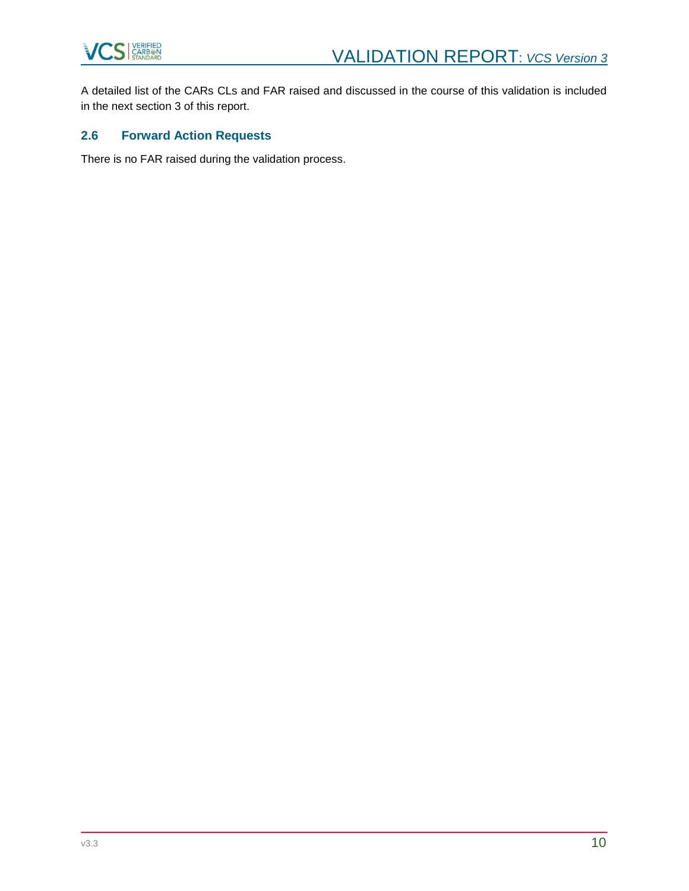A detailed list of the CARs CLs and FAR raised and discussed in the course of this validation is included in the next section 3 of this report.

## 2.6 Forward Action Requests

There is no FAR raised during the validation process.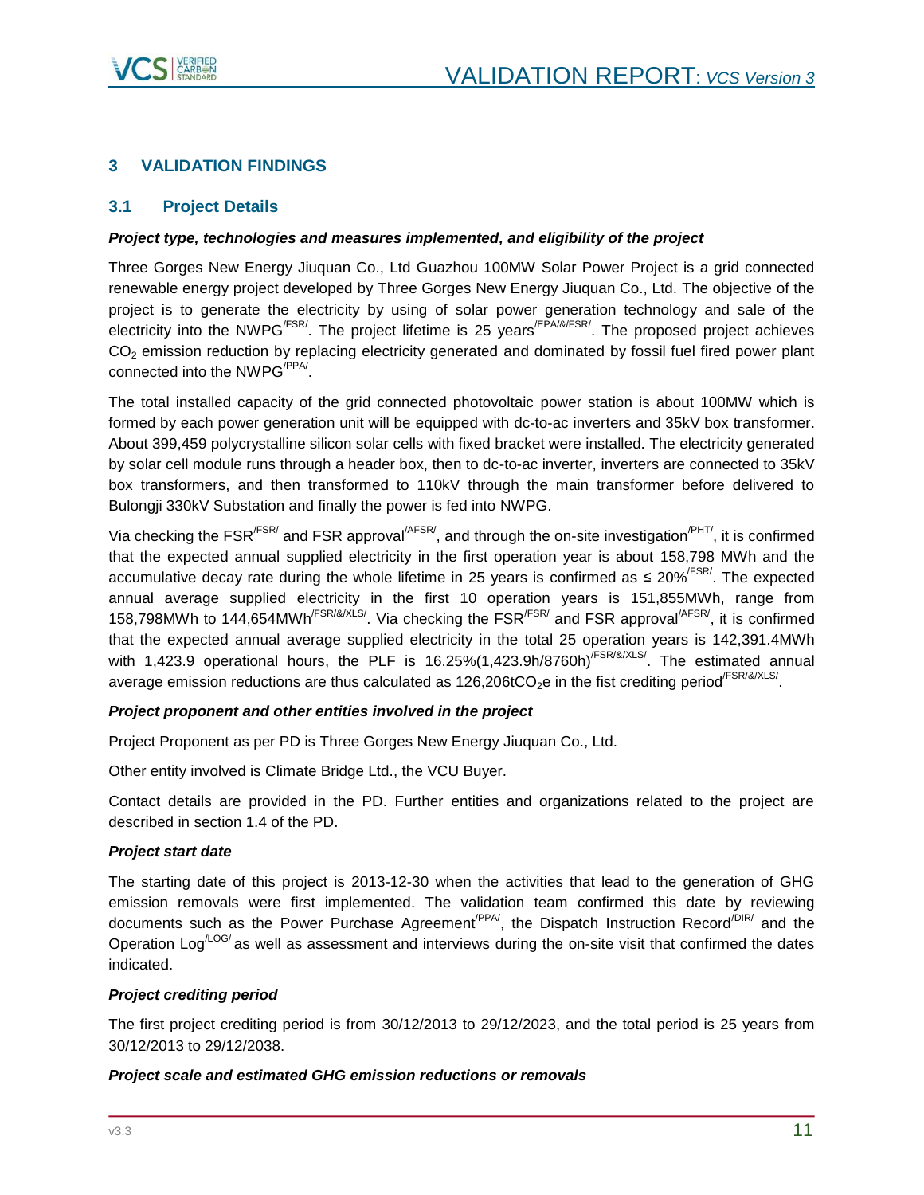# 3 VALIDATION FINDINGS

## 3.1 Project Details

***Project type, technologies and measures implemented, and eligibility of the project***

Three Gorges New Energy Jiuquan Co., Ltd Guazhou 100MW Solar Power Project is a grid connected renewable energy project developed by Three Gorges New Energy Jiuquan Co., Ltd. The objective of the project is to generate the electricity by using of solar power generation technology and sale of the electricity into the NWPG[/FSR/]. The project lifetime is 25 years[/EPA/&/FSR/]. The proposed project achieves $CO_2$ emission reduction by replacing electricity generated and dominated by fossil fuel fired power plant connected into the NWPG[/PPA/].

The total installed capacity of the grid connected photovoltaic power station is about 100MW which is formed by each power generation unit will be equipped with dc-to-ac inverters and 35kV box transformer. About 399,459 polycrystalline silicon solar cells with fixed bracket were installed. The electricity generated by solar cell module runs through a header box, then to dc-to-ac inverter, inverters are connected to 35kV box transformers, and then transformed to 110kV through the main transformer before delivered to Bulongji 330kV Substation and finally the power is fed into NWPG.

Via checking the FSR[/FSR/] and FSR approval[/AFSR/], and through the on-site investigation[/PHT/], it is confirmed that the expected annual supplied electricity in the first operation year is about 158,798 MWh and the accumulative decay rate during the whole lifetime in 25 years is confirmed as ≤ 20%[/FSR/]. The expected annual average supplied electricity in the first 10 operation years is 151,855MWh, range from 158,798MWh to 144,654MWh[/FSR/&/XLS/]. Via checking the FSR[/FSR/] and FSR approval[/AFSR/], it is confirmed that the expected annual average supplied electricity in the total 25 operation years is 142,391.4MWh with 1,423.9 operational hours, the PLF is 16.25%(1,423.9h/8760h)[/FSR/&/XLS/]. The estimated annual average emission reductions are thus calculated as 126,206t$CO_2$e in the fist crediting period[/FSR/&/XLS/].

***Project proponent and other entities involved in the project***

Project Proponent as per PD is Three Gorges New Energy Jiuquan Co., Ltd.

Other entity involved is Climate Bridge Ltd., the VCU Buyer.

Contact details are provided in the PD. Further entities and organizations related to the project are described in section 1.4 of the PD.

***Project start date***

The starting date of this project is 2013-12-30 when the activities that lead to the generation of GHG emission removals were first implemented. The validation team confirmed this date by reviewing documents such as the Power Purchase Agreement[/PPA/], the Dispatch Instruction Record[/DIR/] and the Operation Log[/LOG/] as well as assessment and interviews during the on-site visit that confirmed the dates indicated.

***Project crediting period***

The first project crediting period is from 30/12/2013 to 29/12/2023, and the total period is 25 years from 30/12/2013 to 29/12/2038.

***Project scale and estimated GHG emission reductions or removals***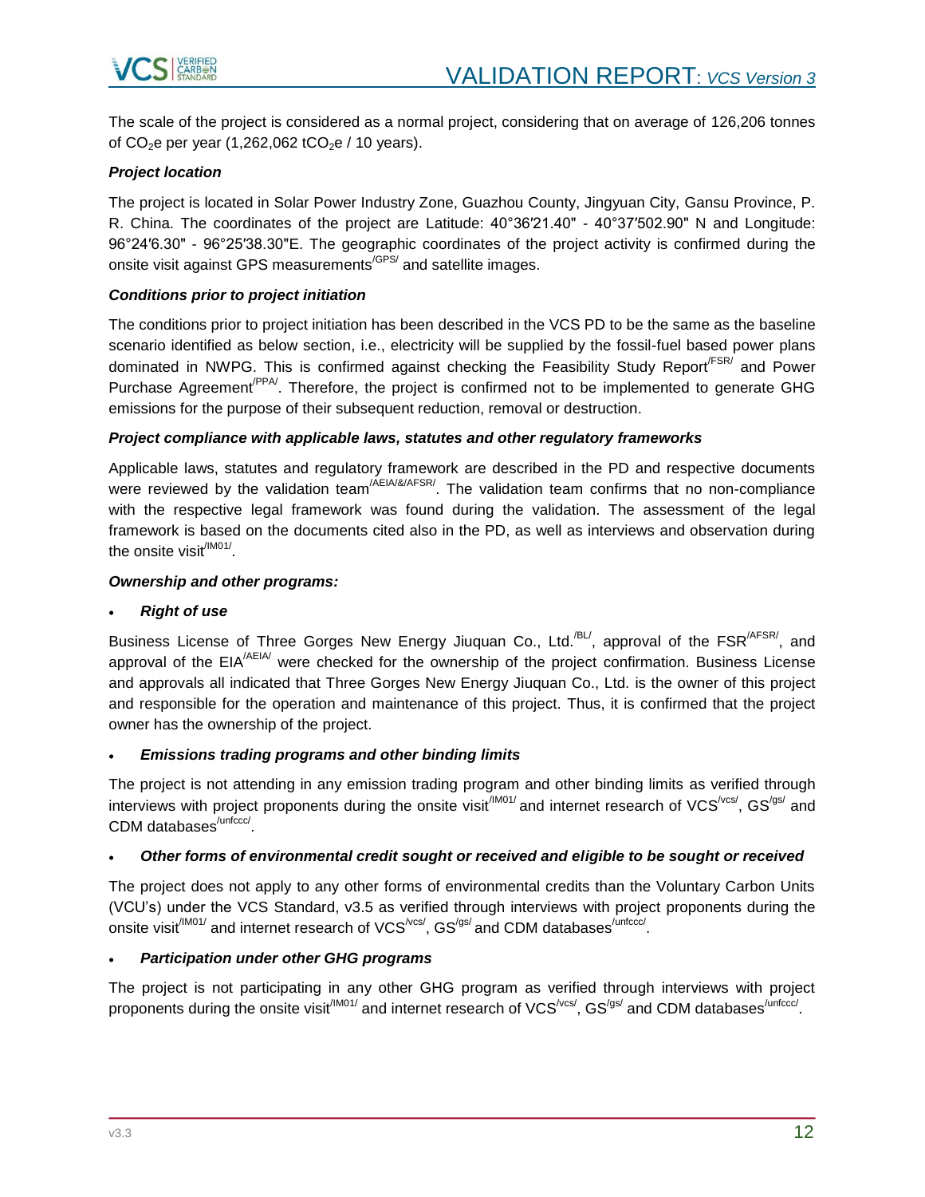The scale of the project is considered as a normal project, considering that on average of 126,206 tonnes of $CO_2$e per year (1,262,062 t$CO_2$e / 10 years).

***Project location***

The project is located in Solar Power Industry Zone, Guazhou County, Jingyuan City, Gansu Province, P. R. China. The coordinates of the project are Latitude: 40°36′21.40" - 40°37′502.90" N and Longitude: 96°24′6.30" - 96°25′38.30"E. The geographic coordinates of the project activity is confirmed during the onsite visit against GPS measurements[/GPS/] and satellite images.

***Conditions prior to project initiation***

The conditions prior to project initiation has been described in the VCS PD to be the same as the baseline scenario identified as below section, i.e., electricity will be supplied by the fossil-fuel based power plans dominated in NWPG. This is confirmed against checking the Feasibility Study Report[/FSR/] and Power Purchase Agreement[/PPA/]. Therefore, the project is confirmed not to be implemented to generate GHG emissions for the purpose of their subsequent reduction, removal or destruction.

***Project compliance with applicable laws, statutes and other regulatory frameworks***

Applicable laws, statutes and regulatory framework are described in the PD and respective documents were reviewed by the validation team[/AEIA/&/AFSR/]. The validation team confirms that no non-compliance with the respective legal framework was found during the validation. The assessment of the legal framework is based on the documents cited also in the PD, as well as interviews and observation during the onsite visit[/IM01/].

***Ownership and other programs:***

- ***Right of use***

Business License of Three Gorges New Energy Jiuquan Co., Ltd.[/BL/], approval of the FSR[/AFSR/], and approval of the EIA[/AEIA/] were checked for the ownership of the project confirmation. Business License and approvals all indicated that Three Gorges New Energy Jiuquan Co., Ltd. is the owner of this project and responsible for the operation and maintenance of this project. Thus, it is confirmed that the project owner has the ownership of the project.

- ***Emissions trading programs and other binding limits***

The project is not attending in any emission trading program and other binding limits as verified through interviews with project proponents during the onsite visit[/IM01/] and internet research of VCS[/vcs/], GS[/gs/] and CDM databases[/unfccc/].

- ***Other forms of environmental credit sought or received and eligible to be sought or received***

The project does not apply to any other forms of environmental credits than the Voluntary Carbon Units (VCU's) under the VCS Standard, v3.5 as verified through interviews with project proponents during the onsite visit[/IM01/] and internet research of VCS[/vcs/], GS[/gs/] and CDM databases[/unfccc/].

- ***Participation under other GHG programs***

The project is not participating in any other GHG program as verified through interviews with project proponents during the onsite visit[/IM01/] and internet research of VCS[/vcs/], GS[/gs/] and CDM databases[/unfccc/].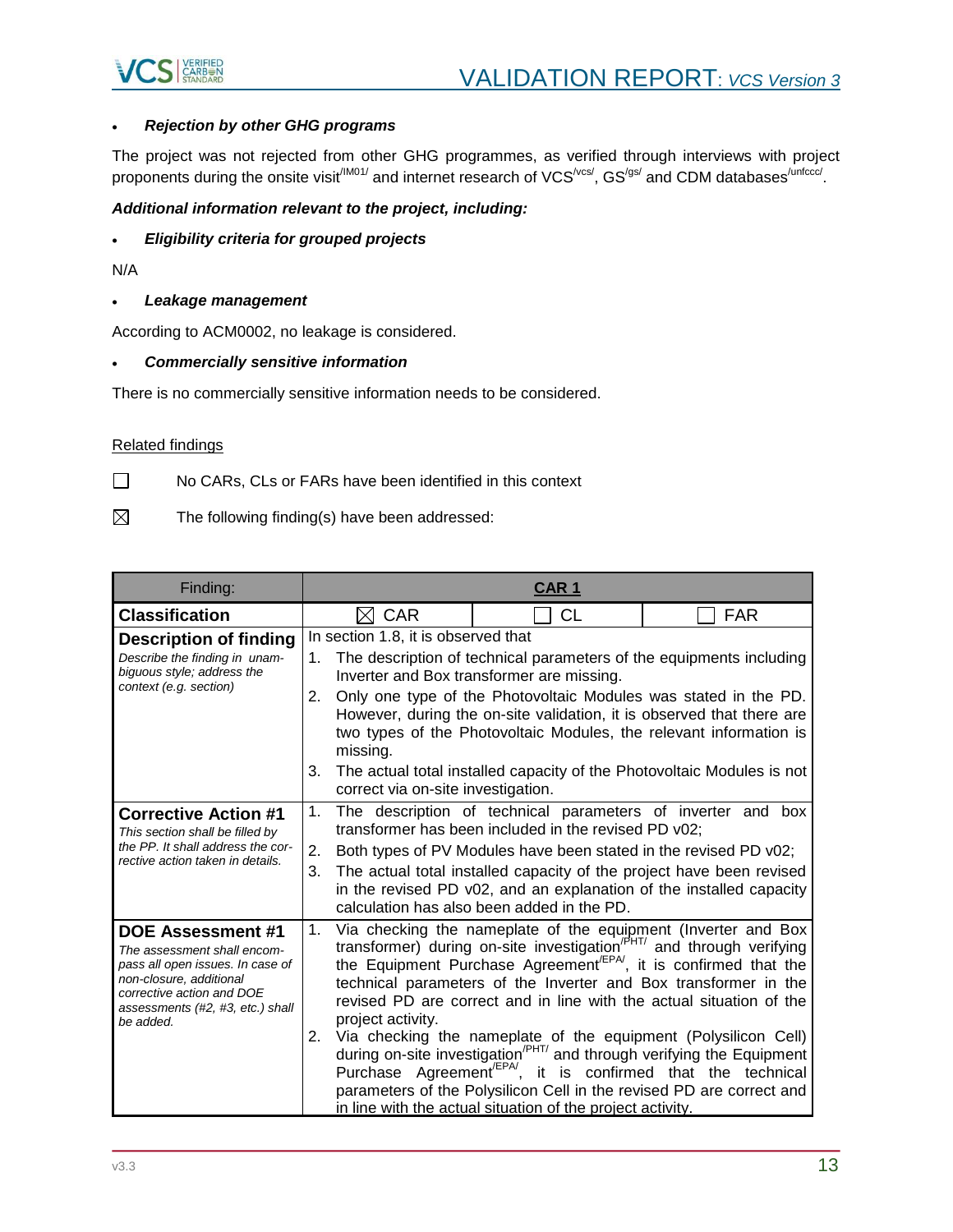- ***Rejection by other GHG programs***

The project was not rejected from other GHG programmes, as verified through interviews with project proponents during the onsite visit[/IM01/] and internet research of VCS[/vcs/], GS[/gs/] and CDM databases[/unfccc/].

***Additional information relevant to the project, including:***

- ***Eligibility criteria for grouped projects***

N/A

- ***Leakage management***

According to ACM0002, no leakage is considered.

- ***Commercially sensitive information***

There is no commercially sensitive information needs to be considered.

Related findings

☐ No CARs, CLs or FARs have been identified in this context

☒ The following finding(s) have been addressed:

| Finding: | **CAR 1** | | |
|---|---|---|---|
| **Classification** | ☒ CAR | ☐ CL | ☐ FAR |
| **Description of finding**<br>*Describe the finding in unambiguous style; address the context (e.g. section)* | In section 1.8, it is observed that<br>1. The description of technical parameters of the equipments including Inverter and Box transformer are missing.<br>2. Only one type of the Photovoltaic Modules was stated in the PD. However, during the on-site validation, it is observed that there are two types of the Photovoltaic Modules, the relevant information is missing.<br>3. The actual total installed capacity of the Photovoltaic Modules is not correct via on-site investigation. | | |
| **Corrective Action #1**<br>*This section shall be filled by the PP. It shall address the corrective action taken in details.* | 1. The description of technical parameters of inverter and box transformer has been included in the revised PD v02;<br>2. Both types of PV Modules have been stated in the revised PD v02;<br>3. The actual total installed capacity of the project have been revised in the revised PD v02, and an explanation of the installed capacity calculation has also been added in the PD. | | |
| **DOE Assessment #1**<br>*The assessment shall encompass all open issues. In case of non-closure, additional corrective action and DOE assessments (#2, #3, etc.) shall be added.* | 1. Via checking the nameplate of the equipment (Inverter and Box transformer) during on-site investigation[/PHT/] and through verifying the Equipment Purchase Agreement[/EPA/], it is confirmed that the technical parameters of the Inverter and Box transformer in the revised PD are correct and in line with the actual situation of the project activity.<br>2. Via checking the nameplate of the equipment (Polysilicon Cell) during on-site investigation[/PHT/] and through verifying the Equipment Purchase Agreement[/EPA/], it is confirmed that the technical parameters of the Polysilicon Cell in the revised PD are correct and in line with the actual situation of the project activity. | | |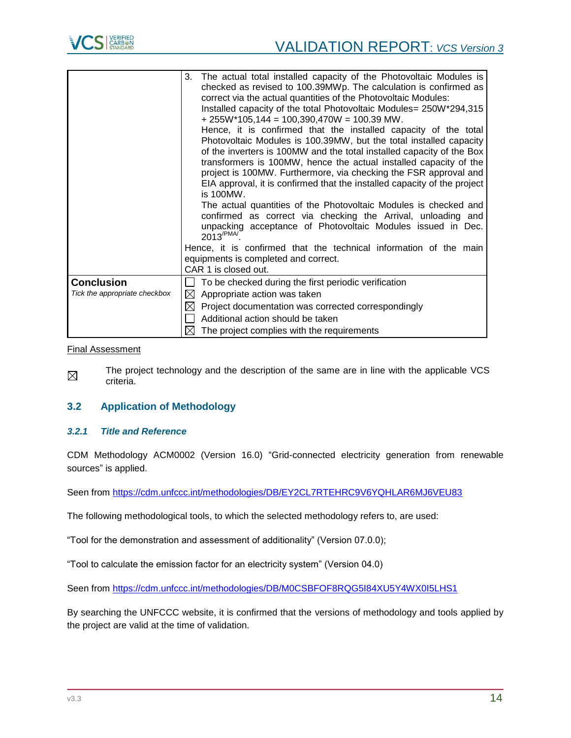| | |
|---|---|
| | 3. The actual total installed capacity of the Photovoltaic Modules is checked as revised to 100.39MWp. The calculation is confirmed as correct via the actual quantities of the Photovoltaic Modules:<br>Installed capacity of the total Photovoltaic Modules= 250W*294,315 + 255W*105,144 = 100,390,470W = 100.39 MW.<br>Hence, it is confirmed that the installed capacity of the total Photovoltaic Modules is 100.39MW, but the total installed capacity of the inverters is 100MW and the total installed capacity of the Box transformers is 100MW, hence the actual installed capacity of the project is 100MW. Furthermore, via checking the FSR approval and EIA approval, it is confirmed that the installed capacity of the project is 100MW.<br>The actual quantities of the Photovoltaic Modules is checked and confirmed as correct via checking the Arrival, unloading and unpacking acceptance of Photovoltaic Modules issued in Dec. 2013[/PMA/].<br>Hence, it is confirmed that the technical information of the main equipments is completed and correct.<br>CAR 1 is closed out. |
| **Conclusion**<br>*Tick the appropriate checkbox* | ☐ To be checked during the first periodic verification<br>☒ Appropriate action was taken<br>☒ Project documentation was corrected correspondingly<br>☐ Additional action should be taken<br>☒ The project complies with the requirements |

Final Assessment

☒ The project technology and the description of the same are in line with the applicable VCS criteria.

## 3.2 Application of Methodology

### *3.2.1 Title and Reference*

CDM Methodology ACM0002 (Version 16.0) "Grid-connected electricity generation from renewable sources" is applied.

Seen from https://cdm.unfccc.int/methodologies/DB/EY2CL7RTEHRC9V6YQHLAR6MJ6VEU83

The following methodological tools, to which the selected methodology refers to, are used:

"Tool for the demonstration and assessment of additionality" (Version 07.0.0);

"Tool to calculate the emission factor for an electricity system" (Version 04.0)

Seen from https://cdm.unfccc.int/methodologies/DB/M0CSBFOF8RQG5I84XU5Y4WX0I5LHS1

By searching the UNFCCC website, it is confirmed that the versions of methodology and tools applied by the project are valid at the time of validation.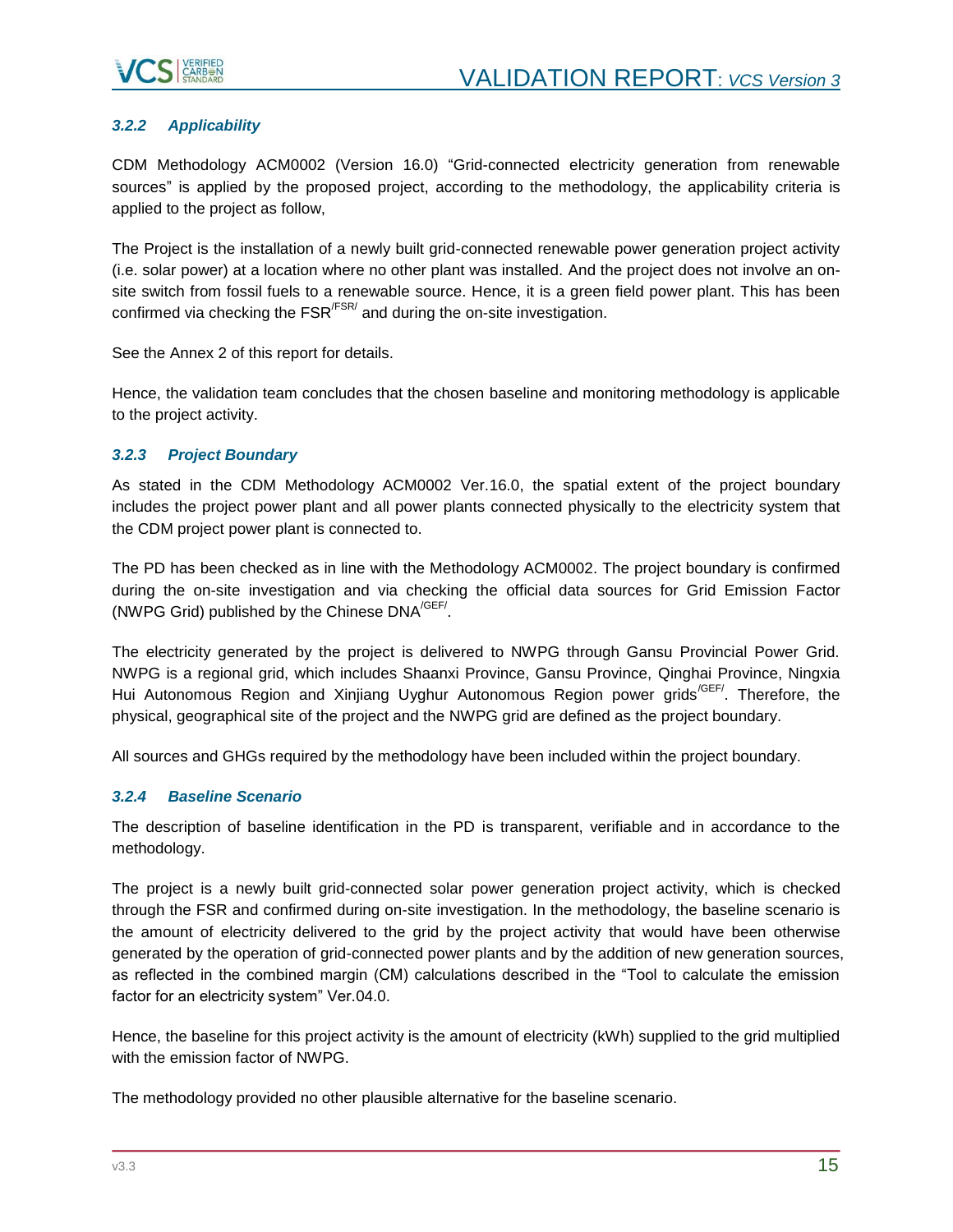### 3.2.2 Applicability

CDM Methodology ACM0002 (Version 16.0) “Grid-connected electricity generation from renewable sources” is applied by the proposed project, according to the methodology, the applicability criteria is applied to the project as follow,

The Project is the installation of a newly built grid-connected renewable power generation project activity (i.e. solar power) at a location where no other plant was installed. And the project does not involve an on-site switch from fossil fuels to a renewable source. Hence, it is a green field power plant. This has been confirmed via checking the FSR[/FSR/] and during the on-site investigation.

See the Annex 2 of this report for details.

Hence, the validation team concludes that the chosen baseline and monitoring methodology is applicable to the project activity.

### 3.2.3 Project Boundary

As stated in the CDM Methodology ACM0002 Ver.16.0, the spatial extent of the project boundary includes the project power plant and all power plants connected physically to the electricity system that the CDM project power plant is connected to.

The PD has been checked as in line with the Methodology ACM0002. The project boundary is confirmed during the on-site investigation and via checking the official data sources for Grid Emission Factor (NWPG Grid) published by the Chinese DNA[/GEF/].

The electricity generated by the project is delivered to NWPG through Gansu Provincial Power Grid. NWPG is a regional grid, which includes Shaanxi Province, Gansu Province, Qinghai Province, Ningxia Hui Autonomous Region and Xinjiang Uyghur Autonomous Region power grids[/GEF/]. Therefore, the physical, geographical site of the project and the NWPG grid are defined as the project boundary.

All sources and GHGs required by the methodology have been included within the project boundary.

### 3.2.4 Baseline Scenario

The description of baseline identification in the PD is transparent, verifiable and in accordance to the methodology.

The project is a newly built grid-connected solar power generation project activity, which is checked through the FSR and confirmed during on-site investigation. In the methodology, the baseline scenario is the amount of electricity delivered to the grid by the project activity that would have been otherwise generated by the operation of grid-connected power plants and by the addition of new generation sources, as reflected in the combined margin (CM) calculations described in the “Tool to calculate the emission factor for an electricity system” Ver.04.0.

Hence, the baseline for this project activity is the amount of electricity (kWh) supplied to the grid multiplied with the emission factor of NWPG.

The methodology provided no other plausible alternative for the baseline scenario.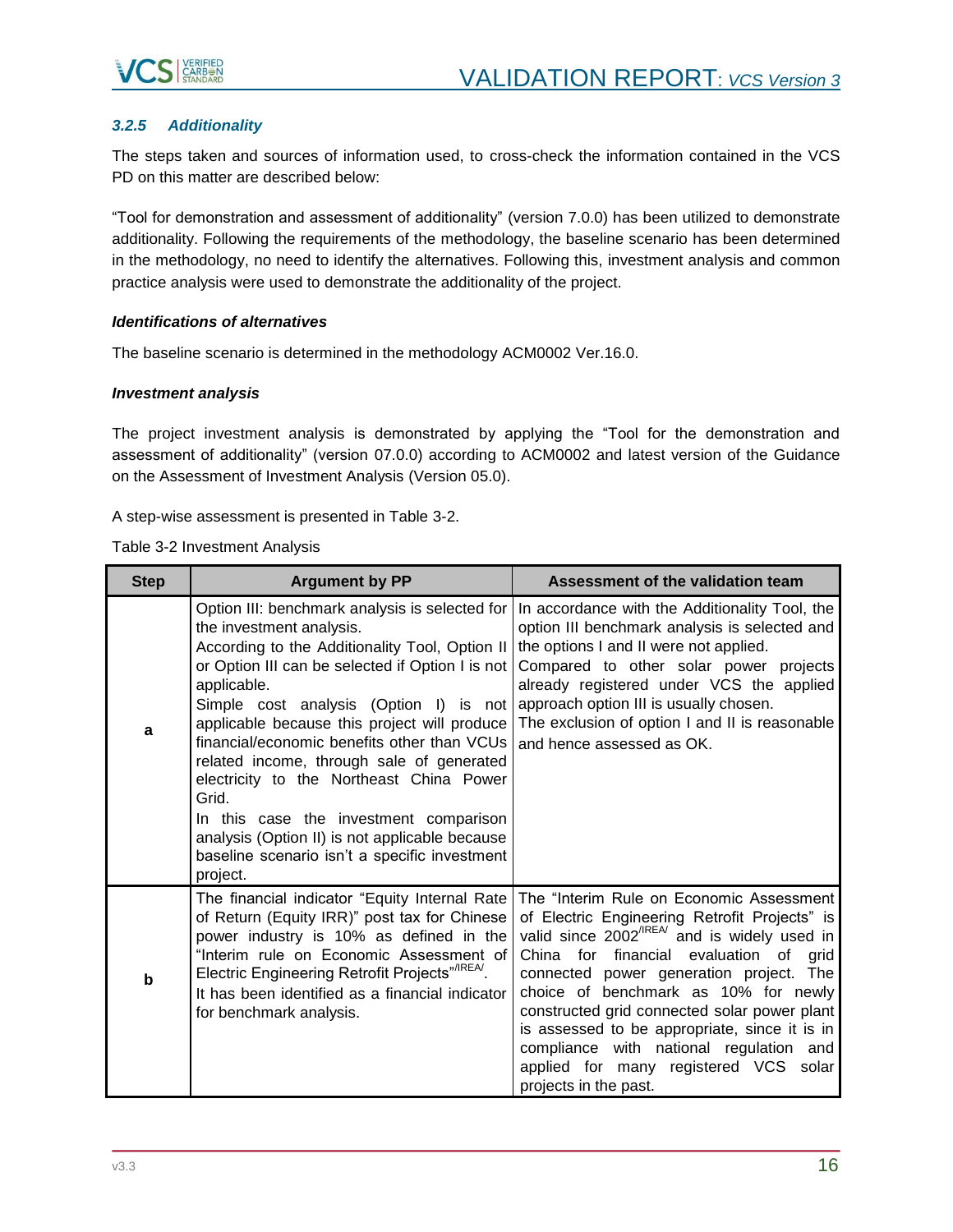### *3.2.5 Additionality*

The steps taken and sources of information used, to cross-check the information contained in the VCS PD on this matter are described below:

"Tool for demonstration and assessment of additionality" (version 7.0.0) has been utilized to demonstrate additionality. Following the requirements of the methodology, the baseline scenario has been determined in the methodology, no need to identify the alternatives. Following this, investment analysis and common practice analysis were used to demonstrate the additionality of the project.

***Identifications of alternatives***

The baseline scenario is determined in the methodology ACM0002 Ver.16.0.

***Investment analysis***

The project investment analysis is demonstrated by applying the "Tool for the demonstration and assessment of additionality" (version 07.0.0) according to ACM0002 and latest version of the Guidance on the Assessment of Investment Analysis (Version 05.0).

A step-wise assessment is presented in Table 3-2.

Table 3-2 Investment Analysis

| Step | Argument by PP | Assessment of the validation team |
|---|---|---|
| **a** | Option III: benchmark analysis is selected for the investment analysis.<br>According to the Additionality Tool, Option II or Option III can be selected if Option I is not applicable.<br>Simple cost analysis (Option I) is not applicable because this project will produce financial/economic benefits other than VCUs related income, through sale of generated electricity to the Northeast China Power Grid.<br>In this case the investment comparison analysis (Option II) is not applicable because baseline scenario isn't a specific investment project. | In accordance with the Additionality Tool, the option III benchmark analysis is selected and the options I and II were not applied.<br>Compared to other solar power projects already registered under VCS the applied approach option III is usually chosen.<br>The exclusion of option I and II is reasonable and hence assessed as OK. |
| **b** | The financial indicator "Equity Internal Rate of Return (Equity IRR)" post tax for Chinese power industry is 10% as defined in the "Interim rule on Economic Assessment of Electric Engineering Retrofit Projects"[/IREA/].<br>It has been identified as a financial indicator for benchmark analysis. | The "Interim Rule on Economic Assessment of Electric Engineering Retrofit Projects" is valid since 2002[/IREA/] and is widely used in China for financial evaluation of grid connected power generation project. The choice of benchmark as 10% for newly constructed grid connected solar power plant is assessed to be appropriate, since it is in compliance with national regulation and applied for many registered VCS solar projects in the past. |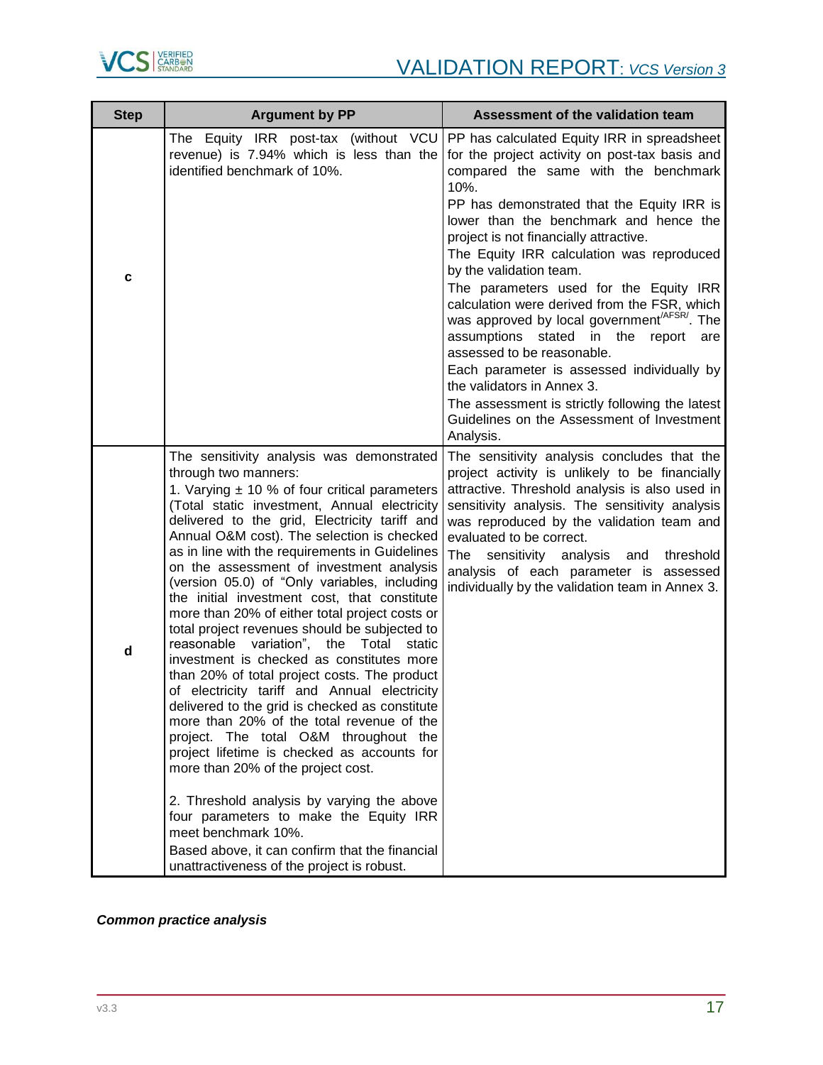| Step | Argument by PP | Assessment of the validation team |
|---|---|---|
| c | The Equity IRR post-tax (without VCU revenue) is 7.94% which is less than the identified benchmark of 10%. | PP has calculated Equity IRR in spreadsheet for the project activity on post-tax basis and compared the same with the benchmark 10%.<br>PP has demonstrated that the Equity IRR is lower than the benchmark and hence the project is not financially attractive.<br>The Equity IRR calculation was reproduced by the validation team.<br>The parameters used for the Equity IRR calculation were derived from the FSR, which was approved by local government[/AFSR/]. The assumptions stated in the report are assessed to be reasonable.<br>Each parameter is assessed individually by the validators in Annex 3.<br>The assessment is strictly following the latest Guidelines on the Assessment of Investment Analysis. |
| d | The sensitivity analysis was demonstrated through two manners:<br>1. Varying ± 10 % of four critical parameters (Total static investment, Annual electricity delivered to the grid, Electricity tariff and Annual O&M cost). The selection is checked as in line with the requirements in Guidelines on the assessment of investment analysis (version 05.0) of "Only variables, including the initial investment cost, that constitute more than 20% of either total project costs or total project revenues should be subjected to reasonable variation", the Total static investment is checked as constitutes more than 20% of total project costs. The product of electricity tariff and Annual electricity delivered to the grid is checked as constitute more than 20% of the total revenue of the project. The total O&M throughout the project lifetime is checked as accounts for more than 20% of the project cost.<br><br>2. Threshold analysis by varying the above four parameters to make the Equity IRR meet benchmark 10%.<br>Based above, it can confirm that the financial unattractiveness of the project is robust. | The sensitivity analysis concludes that the project activity is unlikely to be financially attractive. Threshold analysis is also used in sensitivity analysis. The sensitivity analysis was reproduced by the validation team and evaluated to be correct.<br>The sensitivity analysis and threshold analysis of each parameter is assessed individually by the validation team in Annex 3. |

***Common practice analysis***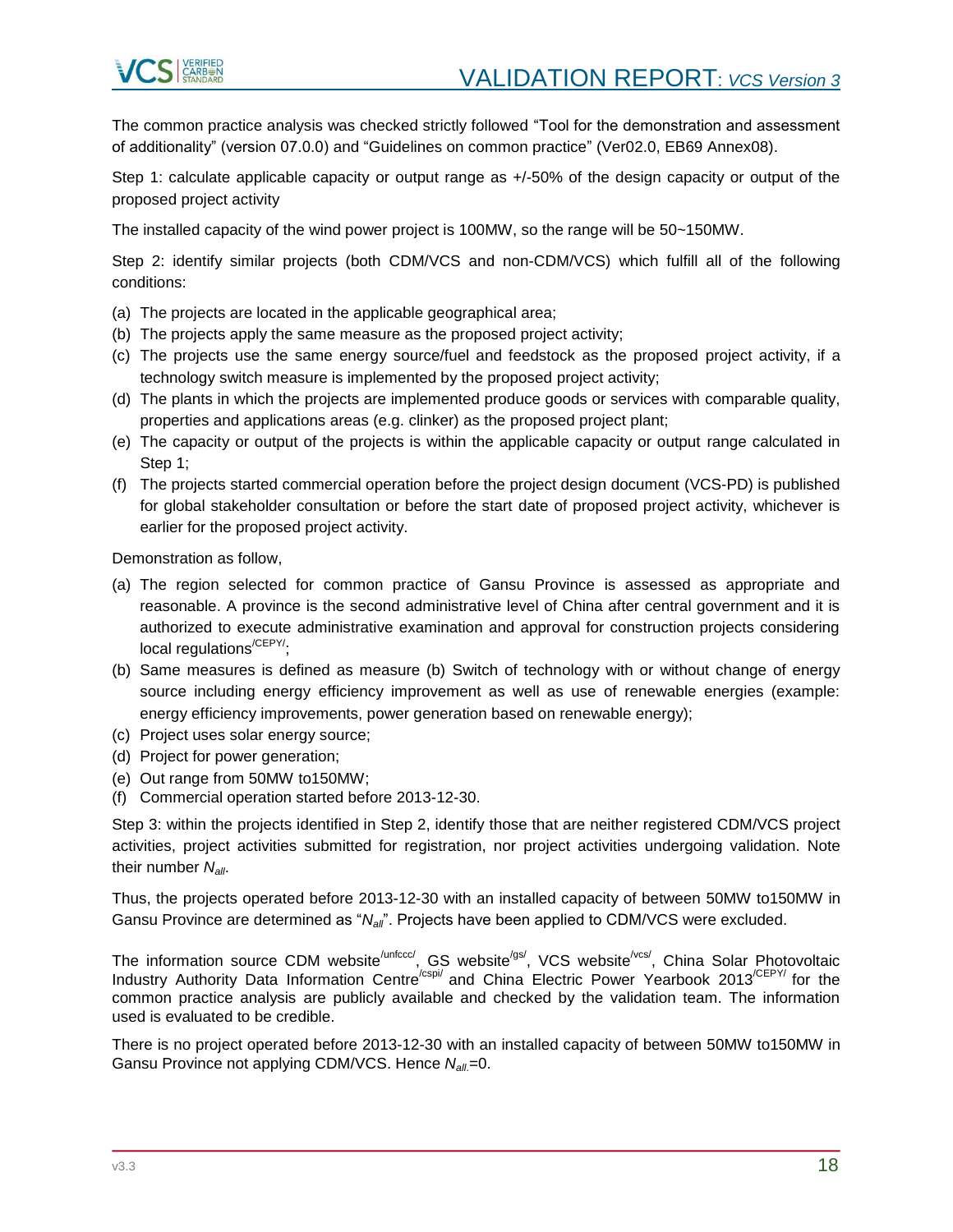The common practice analysis was checked strictly followed “Tool for the demonstration and assessment of additionality” (version 07.0.0) and “Guidelines on common practice” (Ver02.0, EB69 Annex08).

Step 1: calculate applicable capacity or output range as +/-50% of the design capacity or output of the proposed project activity

The installed capacity of the wind power project is 100MW, so the range will be 50~150MW.

Step 2: identify similar projects (both CDM/VCS and non-CDM/VCS) which fulfill all of the following conditions:

(a) The projects are located in the applicable geographical area;
(b) The projects apply the same measure as the proposed project activity;
(c) The projects use the same energy source/fuel and feedstock as the proposed project activity, if a technology switch measure is implemented by the proposed project activity;
(d) The plants in which the projects are implemented produce goods or services with comparable quality, properties and applications areas (e.g. clinker) as the proposed project plant;
(e) The capacity or output of the projects is within the applicable capacity or output range calculated in Step 1;
(f) The projects started commercial operation before the project design document (VCS-PD) is published for global stakeholder consultation or before the start date of proposed project activity, whichever is earlier for the proposed project activity.

Demonstration as follow,

(a) The region selected for common practice of Gansu Province is assessed as appropriate and reasonable. A province is the second administrative level of China after central government and it is authorized to execute administrative examination and approval for construction projects considering local regulations[/CEPY/];
(b) Same measures is defined as measure (b) Switch of technology with or without change of energy source including energy efficiency improvement as well as use of renewable energies (example: energy efficiency improvements, power generation based on renewable energy);
(c) Project uses solar energy source;
(d) Project for power generation;
(e) Out range from 50MW to150MW;
(f) Commercial operation started before 2013-12-30.

Step 3: within the projects identified in Step 2, identify those that are neither registered CDM/VCS project activities, project activities submitted for registration, nor project activities undergoing validation. Note their number $N_{all}$.

Thus, the projects operated before 2013-12-30 with an installed capacity of between 50MW to150MW in Gansu Province are determined as “$N_{all}$”. Projects have been applied to CDM/VCS were excluded.

The information source CDM website[/unfccc/], GS website[/gs/], VCS website[/vcs/], China Solar Photovoltaic Industry Authority Data Information Centre[/cspi/] and China Electric Power Yearbook 2013[/CEPY/] for the common practice analysis are publicly available and checked by the validation team. The information used is evaluated to be credible.

There is no project operated before 2013-12-30 with an installed capacity of between 50MW to150MW in Gansu Province not applying CDM/VCS. Hence $N_{all}$=0.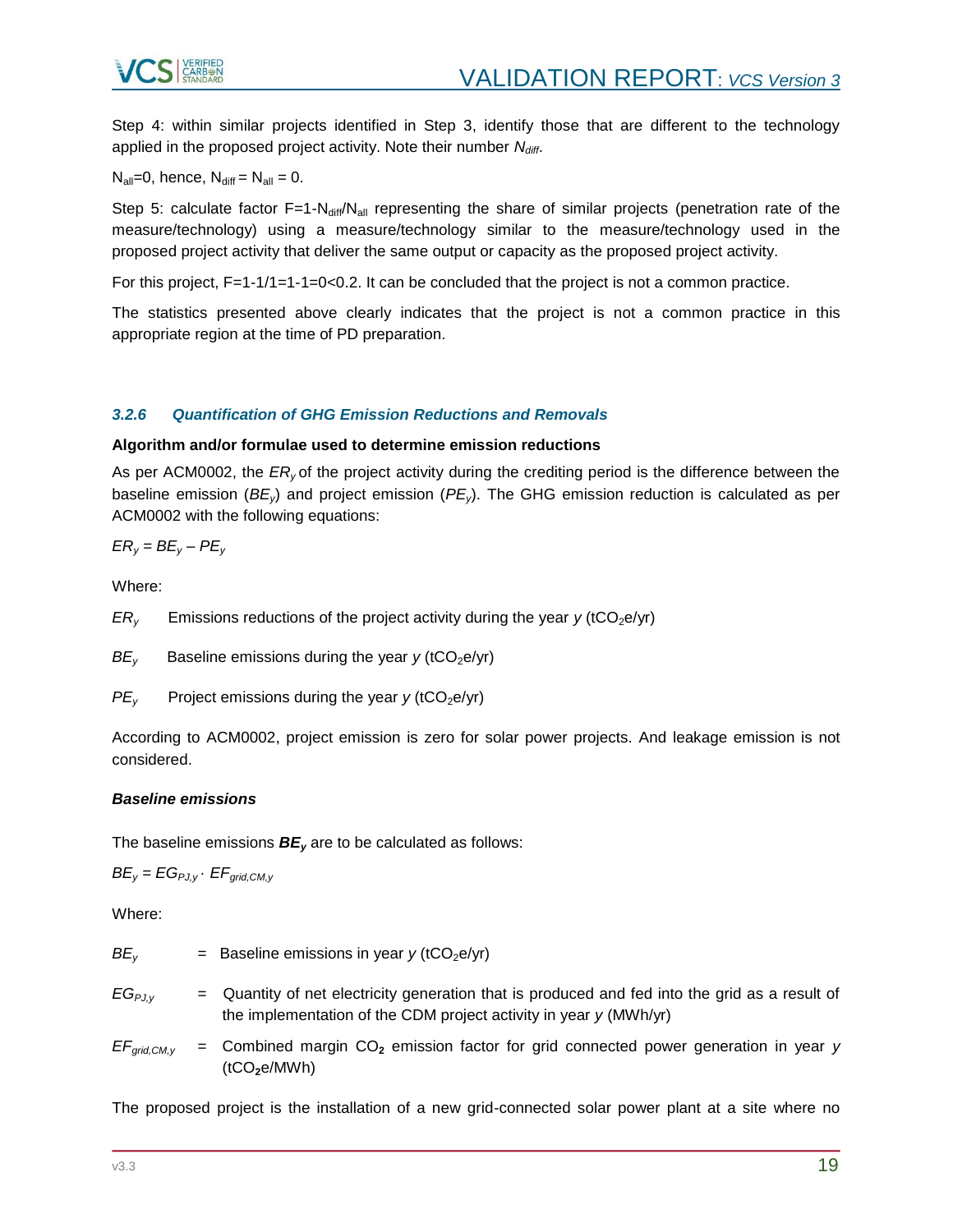Step 4: within similar projects identified in Step 3, identify those that are different to the technology applied in the proposed project activity. Note their number $N_{diff}$.

$N_{all}$=0, hence, $N_{diff} = N_{all} = 0$.

Step 5: calculate factor $F=1-N_{diff}/N_{all}$ representing the share of similar projects (penetration rate of the measure/technology) using a measure/technology similar to the measure/technology used in the proposed project activity that deliver the same output or capacity as the proposed project activity.

For this project, F=1-1/1=1-1=0<0.2. It can be concluded that the project is not a common practice.

The statistics presented above clearly indicates that the project is not a common practice in this appropriate region at the time of PD preparation.

### *3.2.6 Quantification of GHG Emission Reductions and Removals*

**Algorithm and/or formulae used to determine emission reductions**

As per ACM0002, the $ER_y$ of the project activity during the crediting period is the difference between the baseline emission ($BE_y$) and project emission ($PE_y$). The GHG emission reduction is calculated as per ACM0002 with the following equations:

$$ER_y = BE_y - PE_y$$

Where:

$ER_y$ Emissions reductions of the project activity during the year *y* ($tCO_2e$/yr)

$BE_y$ Baseline emissions during the year *y* ($tCO_2e$/yr)

$PE_y$ Project emissions during the year *y* ($tCO_2e$/yr)

According to ACM0002, project emission is zero for solar power projects. And leakage emission is not considered.

***Baseline emissions***

The baseline emissions $\boldsymbol{BE_y}$ are to be calculated as follows:

$$BE_y = EG_{PJ,y} \cdot EF_{grid,CM,y}$$

Where:

$BE_y$ = Baseline emissions in year *y* ($tCO_2e$/yr)

$EG_{PJ,y}$ = Quantity of net electricity generation that is produced and fed into the grid as a result of the implementation of the CDM project activity in year *y* (MWh/yr)

$EF_{grid,CM,y}$ = Combined margin $CO_2$ emission factor for grid connected power generation in year *y* ($tCO_2e$/MWh)

The proposed project is the installation of a new grid-connected solar power plant at a site where no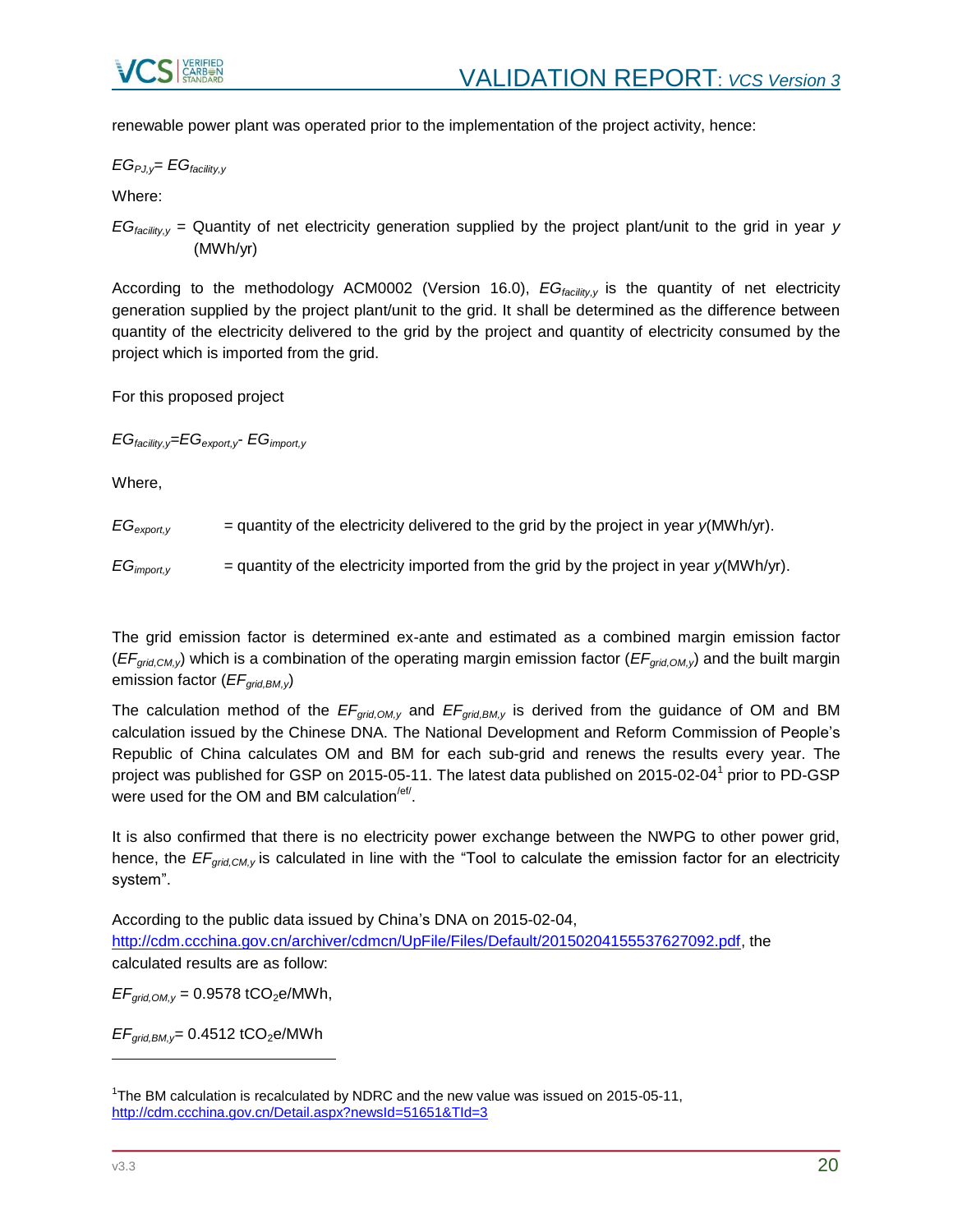renewable power plant was operated prior to the implementation of the project activity, hence:

$EG_{PJ,y} = EG_{facility,y}$

Where:

$EG_{facility,y}$ = Quantity of net electricity generation supplied by the project plant/unit to the grid in year *y* (MWh/yr)

According to the methodology ACM0002 (Version 16.0), $EG_{facility,y}$ is the quantity of net electricity generation supplied by the project plant/unit to the grid. It shall be determined as the difference between quantity of the electricity delivered to the grid by the project and quantity of electricity consumed by the project which is imported from the grid.

For this proposed project

$EG_{facility,y}=EG_{export,y} - EG_{import,y}$

Where,

$EG_{export,y}$ = quantity of the electricity delivered to the grid by the project in year *y*(MWh/yr).

$EG_{import,y}$ = quantity of the electricity imported from the grid by the project in year *y*(MWh/yr).

The grid emission factor is determined ex-ante and estimated as a combined margin emission factor ($EF_{grid,CM,y}$) which is a combination of the operating margin emission factor ($EF_{grid,OM,y}$) and the built margin emission factor ($EF_{grid,BM,y}$)

The calculation method of the $EF_{grid,OM,y}$ and $EF_{grid,BM,y}$ is derived from the guidance of OM and BM calculation issued by the Chinese DNA. The National Development and Reform Commission of People's Republic of China calculates OM and BM for each sub-grid and renews the results every year. The project was published for GSP on 2015-05-11. The latest data published on 2015-02-04[1] prior to PD-GSP were used for the OM and BM calculation[/ef/].

It is also confirmed that there is no electricity power exchange between the NWPG to other power grid, hence, the $EF_{grid,CM,y}$ is calculated in line with the "Tool to calculate the emission factor for an electricity system".

According to the public data issued by China's DNA on 2015-02-04, http://cdm.ccchina.gov.cn/archiver/cdmcn/UpFile/Files/Default/20150204155537627092.pdf, the calculated results are as follow:

$EF_{grid,OM,y}$ = 0.9578 $tCO_2e/MWh$,

$EF_{grid,BM,y}$= 0.4512 $tCO_2e/MWh$

[1]The BM calculation is recalculated by NDRC and the new value was issued on 2015-05-11, http://cdm.ccchina.gov.cn/Detail.aspx?newsId=51651&TId=3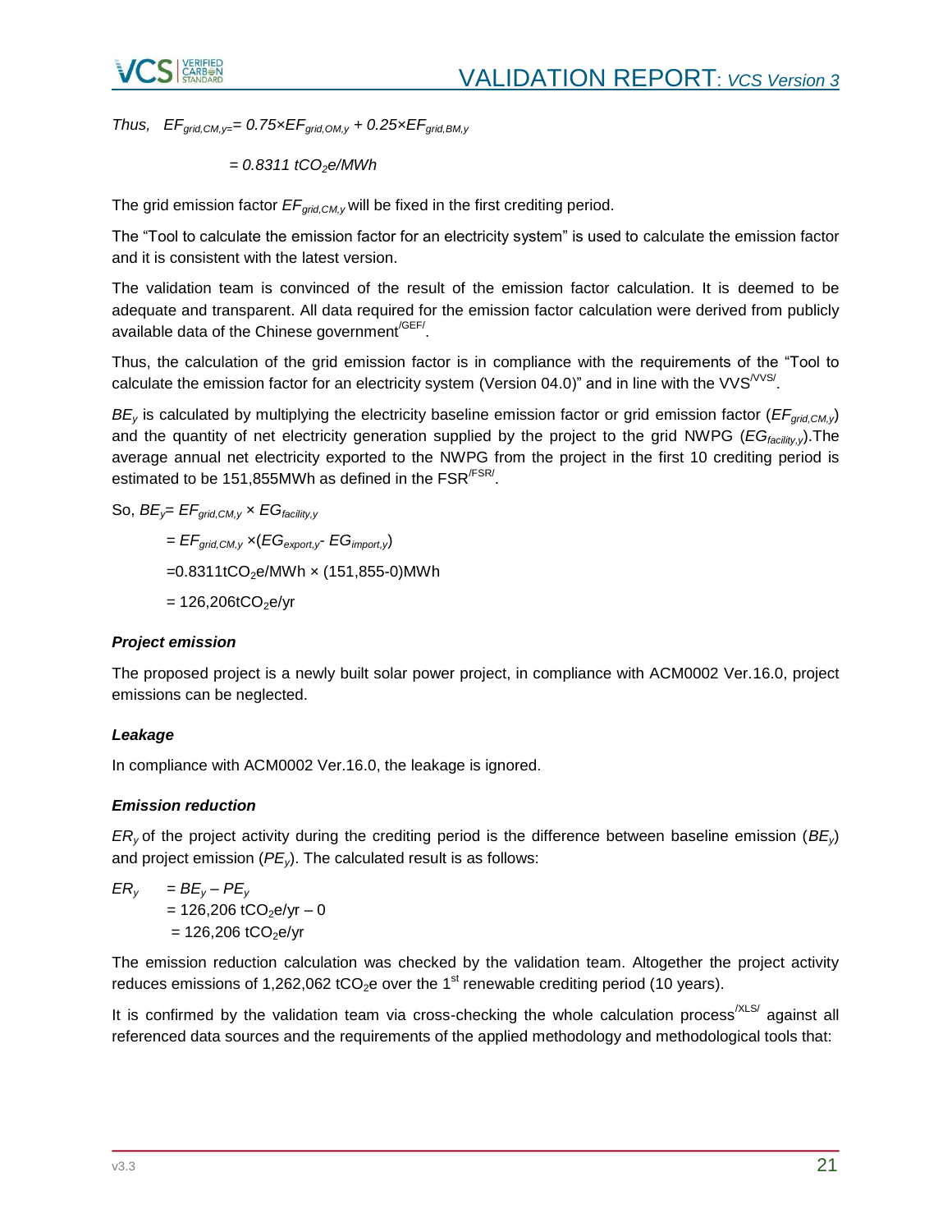Thus, $EF_{grid,CM,y} = 0.75 \times EF_{grid,OM,y} + 0.25 \times EF_{grid,BM,y}$

$= 0.8311\ tCO_2e/MWh$

The grid emission factor $EF_{grid,CM,y}$ will be fixed in the first crediting period.

The "Tool to calculate the emission factor for an electricity system" is used to calculate the emission factor and it is consistent with the latest version.

The validation team is convinced of the result of the emission factor calculation. It is deemed to be adequate and transparent. All data required for the emission factor calculation were derived from publicly available data of the Chinese government[/GEF/].

Thus, the calculation of the grid emission factor is in compliance with the requirements of the "Tool to calculate the emission factor for an electricity system (Version 04.0)" and in line with the VVS[/VVS/].

$BE_y$ is calculated by multiplying the electricity baseline emission factor or grid emission factor ($EF_{grid,CM,y}$) and the quantity of net electricity generation supplied by the project to the grid NWPG ($EG_{facility,y}$).The average annual net electricity exported to the NWPG from the project in the first 10 crediting period is estimated to be 151,855MWh as defined in the FSR[/FSR/].

So, $BE_y = EF_{grid,CM,y} \times EG_{facility,y}$

$= EF_{grid,CM,y} \times (EG_{export,y} - EG_{import,y})$

$= 0.8311 tCO_2e/MWh \times (151,855-0) MWh$

$= 126,206 tCO_2e/yr$

***Project emission***

The proposed project is a newly built solar power project, in compliance with ACM0002 Ver.16.0, project emissions can be neglected.

***Leakage***

In compliance with ACM0002 Ver.16.0, the leakage is ignored.

***Emission reduction***

$ER_y$ of the project activity during the crediting period is the difference between baseline emission ($BE_y$) and project emission ($PE_y$). The calculated result is as follows:

$ER_y = BE_y - PE_y$

$= 126,206\ tCO_2e/yr - 0$

$= 126,206\ tCO_2e/yr$

The emission reduction calculation was checked by the validation team. Altogether the project activity reduces emissions of 1,262,062 $tCO_2e$ over the 1st renewable crediting period (10 years).

It is confirmed by the validation team via cross-checking the whole calculation process[/XLS/] against all referenced data sources and the requirements of the applied methodology and methodological tools that: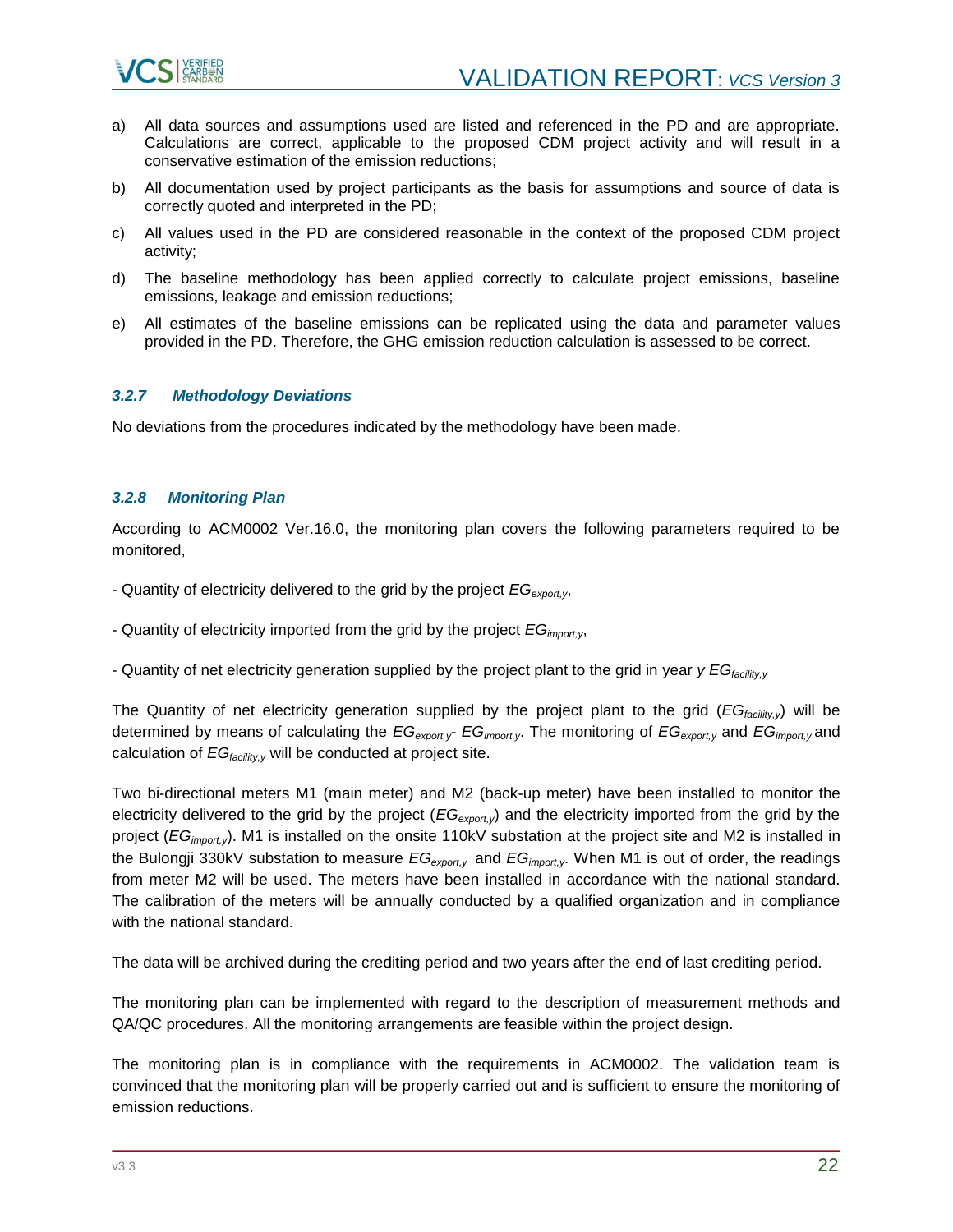a) All data sources and assumptions used are listed and referenced in the PD and are appropriate. Calculations are correct, applicable to the proposed CDM project activity and will result in a conservative estimation of the emission reductions;

b) All documentation used by project participants as the basis for assumptions and source of data is correctly quoted and interpreted in the PD;

c) All values used in the PD are considered reasonable in the context of the proposed CDM project activity;

d) The baseline methodology has been applied correctly to calculate project emissions, baseline emissions, leakage and emission reductions;

e) All estimates of the baseline emissions can be replicated using the data and parameter values provided in the PD. Therefore, the GHG emission reduction calculation is assessed to be correct.

### *3.2.7 Methodology Deviations*

No deviations from the procedures indicated by the methodology have been made.

### *3.2.8 Monitoring Plan*

According to ACM0002 Ver.16.0, the monitoring plan covers the following parameters required to be monitored,

- Quantity of electricity delivered to the grid by the project $EG_{export,y}$,

- Quantity of electricity imported from the grid by the project $EG_{import,y}$,

- Quantity of net electricity generation supplied by the project plant to the grid in year *y* $EG_{facility,y}$

The Quantity of net electricity generation supplied by the project plant to the grid ($EG_{facility,y}$) will be determined by means of calculating the $EG_{export,y}$- $EG_{import,y}$. The monitoring of $EG_{export,y}$ and $EG_{import,y}$ and calculation of $EG_{facility,y}$ will be conducted at project site.

Two bi-directional meters M1 (main meter) and M2 (back-up meter) have been installed to monitor the electricity delivered to the grid by the project ($EG_{export,y}$) and the electricity imported from the grid by the project ($EG_{import,y}$). M1 is installed on the onsite 110kV substation at the project site and M2 is installed in the Bulongji 330kV substation to measure $EG_{export,y}$ and $EG_{import,y}$. When M1 is out of order, the readings from meter M2 will be used. The meters have been installed in accordance with the national standard. The calibration of the meters will be annually conducted by a qualified organization and in compliance with the national standard.

The data will be archived during the crediting period and two years after the end of last crediting period.

The monitoring plan can be implemented with regard to the description of measurement methods and QA/QC procedures. All the monitoring arrangements are feasible within the project design.

The monitoring plan is in compliance with the requirements in ACM0002. The validation team is convinced that the monitoring plan will be properly carried out and is sufficient to ensure the monitoring of emission reductions.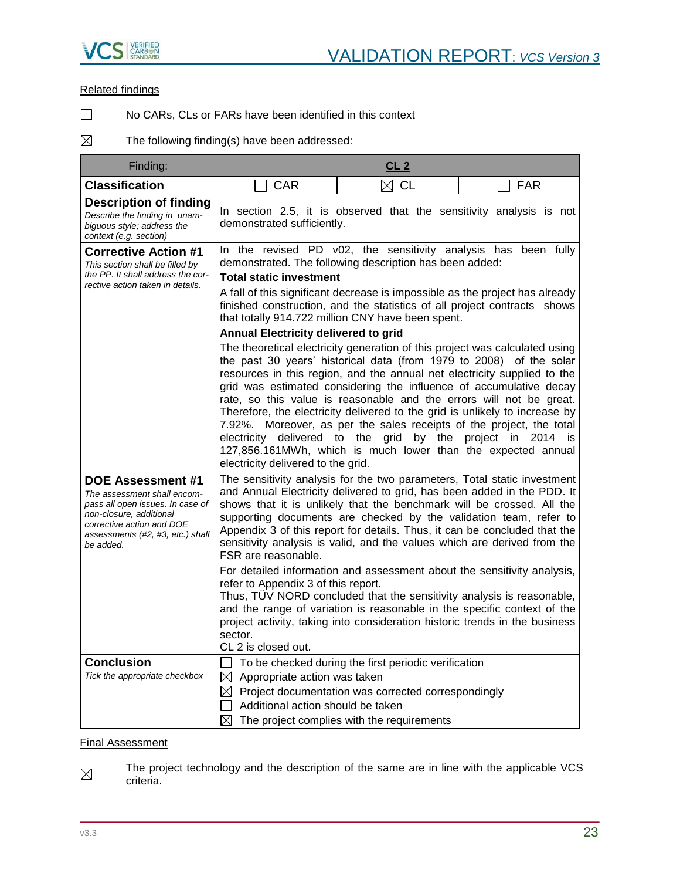Related findings

☐ No CARs, CLs or FARs have been identified in this context

☒ The following finding(s) have been addressed:

| Finding: | CL 2 | | |
|---|---|---|---|
| **Classification** | ☐ CAR | ☒ CL | ☐ FAR |
| **Description of finding**<br>*Describe the finding in unambiguous style; address the context (e.g. section)* | In section 2.5, it is observed that the sensitivity analysis is not demonstrated sufficiently. | | |
| **Corrective Action #1**<br>*This section shall be filled by the PP. It shall address the corrective action taken in details.* | In the revised PD v02, the sensitivity analysis has been fully demonstrated. The following description has been added:<br>**Total static investment**<br>A fall of this significant decrease is impossible as the project has already finished construction, and the statistics of all project contracts shows that totally 914.722 million CNY have been spent.<br>**Annual Electricity delivered to grid**<br>The theoretical electricity generation of this project was calculated using the past 30 years' historical data (from 1979 to 2008) of the solar resources in this region, and the annual net electricity supplied to the grid was estimated considering the influence of accumulative decay rate, so this value is reasonable and the errors will not be great. Therefore, the electricity delivered to the grid is unlikely to increase by 7.92%. Moreover, as per the sales receipts of the project, the total electricity delivered to the grid by the project in 2014 is 127,856.161MWh, which is much lower than the expected annual electricity delivered to the grid. | | |
| **DOE Assessment #1**<br>*The assessment shall encompass all open issues. In case of non-closure, additional corrective action and DOE assessments (#2, #3, etc.) shall be added.* | The sensitivity analysis for the two parameters, Total static investment and Annual Electricity delivered to grid, has been added in the PDD. It shows that it is unlikely that the benchmark will be crossed. All the supporting documents are checked by the validation team, refer to Appendix 3 of this report for details. Thus, it can be concluded that the sensitivity analysis is valid, and the values which are derived from the FSR are reasonable.<br>For detailed information and assessment about the sensitivity analysis, refer to Appendix 3 of this report.<br>Thus, TÜV NORD concluded that the sensitivity analysis is reasonable, and the range of variation is reasonable in the specific context of the project activity, taking into consideration historic trends in the business sector.<br>CL 2 is closed out. | | |
| **Conclusion**<br>*Tick the appropriate checkbox* | ☐ To be checked during the first periodic verification<br>☒ Appropriate action was taken<br>☒ Project documentation was corrected correspondingly<br>☐ Additional action should be taken<br>☒ The project complies with the requirements | | |

Final Assessment

☒ The project technology and the description of the same are in line with the applicable VCS criteria.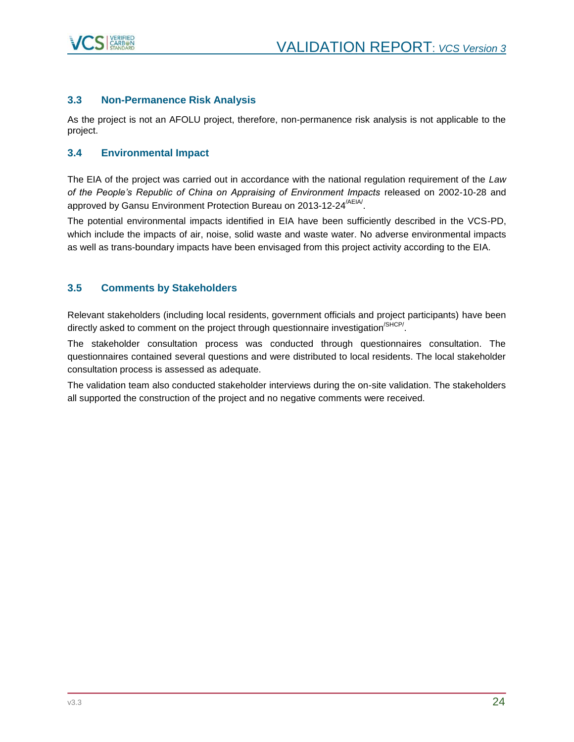### 3.3 Non-Permanence Risk Analysis

As the project is not an AFOLU project, therefore, non-permanence risk analysis is not applicable to the project.

### 3.4 Environmental Impact

The EIA of the project was carried out in accordance with the national regulation requirement of the *Law of the People's Republic of China on Appraising of Environment Impacts* released on 2002-10-28 and approved by Gansu Environment Protection Bureau on 2013-12-24[/AEIA/].

The potential environmental impacts identified in EIA have been sufficiently described in the VCS-PD, which include the impacts of air, noise, solid waste and waste water. No adverse environmental impacts as well as trans-boundary impacts have been envisaged from this project activity according to the EIA.

### 3.5 Comments by Stakeholders

Relevant stakeholders (including local residents, government officials and project participants) have been directly asked to comment on the project through questionnaire investigation[/SHCP/].

The stakeholder consultation process was conducted through questionnaires consultation. The questionnaires contained several questions and were distributed to local residents. The local stakeholder consultation process is assessed as adequate.

The validation team also conducted stakeholder interviews during the on-site validation. The stakeholders all supported the construction of the project and no negative comments were received.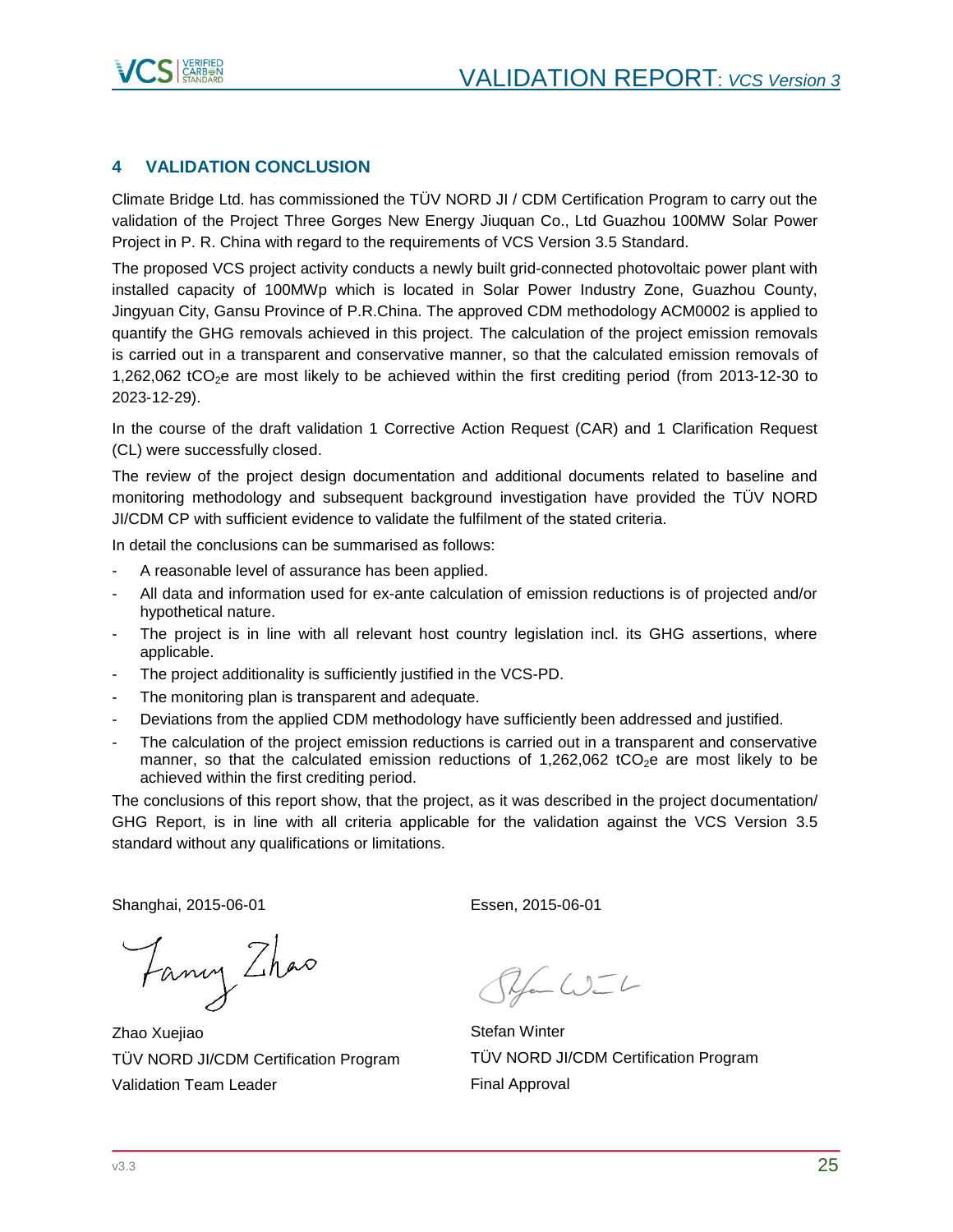## 4 VALIDATION CONCLUSION

Climate Bridge Ltd. has commissioned the TÜV NORD JI / CDM Certification Program to carry out the validation of the Project Three Gorges New Energy Jiuquan Co., Ltd Guazhou 100MW Solar Power Project in P. R. China with regard to the requirements of VCS Version 3.5 Standard.

The proposed VCS project activity conducts a newly built grid-connected photovoltaic power plant with installed capacity of 100MWp which is located in Solar Power Industry Zone, Guazhou County, Jingyuan City, Gansu Province of P.R.China. The approved CDM methodology ACM0002 is applied to quantify the GHG removals achieved in this project. The calculation of the project emission removals is carried out in a transparent and conservative manner, so that the calculated emission removals of 1,262,062 $tCO_2e$ are most likely to be achieved within the first crediting period (from 2013-12-30 to 2023-12-29).

In the course of the draft validation 1 Corrective Action Request (CAR) and 1 Clarification Request (CL) were successfully closed.

The review of the project design documentation and additional documents related to baseline and monitoring methodology and subsequent background investigation have provided the TÜV NORD JI/CDM CP with sufficient evidence to validate the fulfilment of the stated criteria.

In detail the conclusions can be summarised as follows:

- A reasonable level of assurance has been applied.
- All data and information used for ex-ante calculation of emission reductions is of projected and/or hypothetical nature.
- The project is in line with all relevant host country legislation incl. its GHG assertions, where applicable.
- The project additionality is sufficiently justified in the VCS-PD.
- The monitoring plan is transparent and adequate.
- Deviations from the applied CDM methodology have sufficiently been addressed and justified.
- The calculation of the project emission reductions is carried out in a transparent and conservative manner, so that the calculated emission reductions of 1,262,062 $tCO_2e$ are most likely to be achieved within the first crediting period.

The conclusions of this report show, that the project, as it was described in the project documentation/ GHG Report, is in line with all criteria applicable for the validation against the VCS Version 3.5 standard without any qualifications or limitations.

Shanghai, 2015-06-01

Zhao Xuejiao
TÜV NORD JI/CDM Certification Program
Validation Team Leader

Essen, 2015-06-01

Stefan Winter
TÜV NORD JI/CDM Certification Program
Final Approval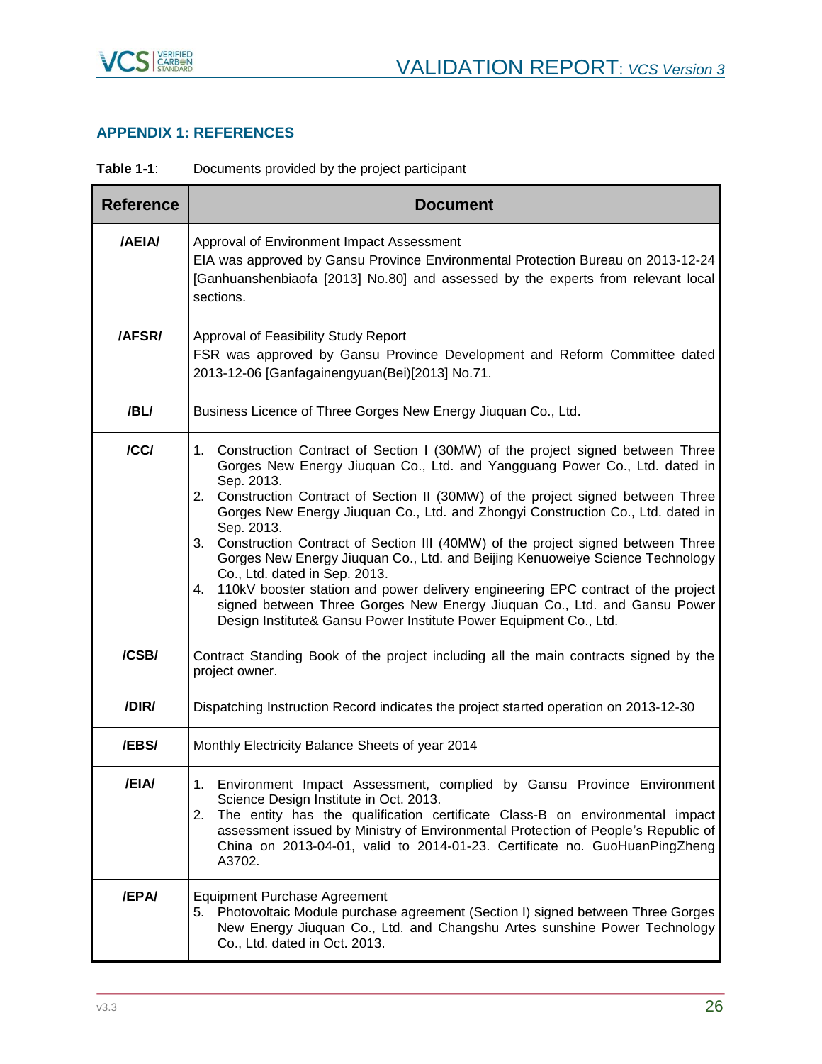## APPENDIX 1: REFERENCES

**Table 1-1**: Documents provided by the project participant

| Reference | Document |
|---|---|
| /AEIA/ | Approval of Environment Impact Assessment<br>EIA was approved by Gansu Province Environmental Protection Bureau on 2013-12-24 [Ganhuanshenbiaofa [2013] No.80] and assessed by the experts from relevant local sections. |
| /AFSR/ | Approval of Feasibility Study Report<br>FSR was approved by Gansu Province Development and Reform Committee dated 2013-12-06 [Ganfagainengyuan(Bei)[2013] No.71. |
| /BL/ | Business Licence of Three Gorges New Energy Jiuquan Co., Ltd. |
| /CC/ | 1. Construction Contract of Section I (30MW) of the project signed between Three Gorges New Energy Jiuquan Co., Ltd. and Yangguang Power Co., Ltd. dated in Sep. 2013.<br>2. Construction Contract of Section II (30MW) of the project signed between Three Gorges New Energy Jiuquan Co., Ltd. and Zhongyi Construction Co., Ltd. dated in Sep. 2013.<br>3. Construction Contract of Section III (40MW) of the project signed between Three Gorges New Energy Jiuquan Co., Ltd. and Beijing Kenuoweiye Science Technology Co., Ltd. dated in Sep. 2013.<br>4. 110kV booster station and power delivery engineering EPC contract of the project signed between Three Gorges New Energy Jiuquan Co., Ltd. and Gansu Power Design Institute& Gansu Power Institute Power Equipment Co., Ltd. |
| /CSB/ | Contract Standing Book of the project including all the main contracts signed by the project owner. |
| /DIR/ | Dispatching Instruction Record indicates the project started operation on 2013-12-30 |
| /EBS/ | Monthly Electricity Balance Sheets of year 2014 |
| /EIA/ | 1. Environment Impact Assessment, complied by Gansu Province Environment Science Design Institute in Oct. 2013.<br>2. The entity has the qualification certificate Class-B on environmental impact assessment issued by Ministry of Environmental Protection of People's Republic of China on 2013-04-01, valid to 2014-01-23. Certificate no. GuoHuanPingZheng A3702. |
| /EPA/ | Equipment Purchase Agreement<br>5. Photovoltaic Module purchase agreement (Section I) signed between Three Gorges New Energy Jiuquan Co., Ltd. and Changshu Artes sunshine Power Technology Co., Ltd. dated in Oct. 2013. |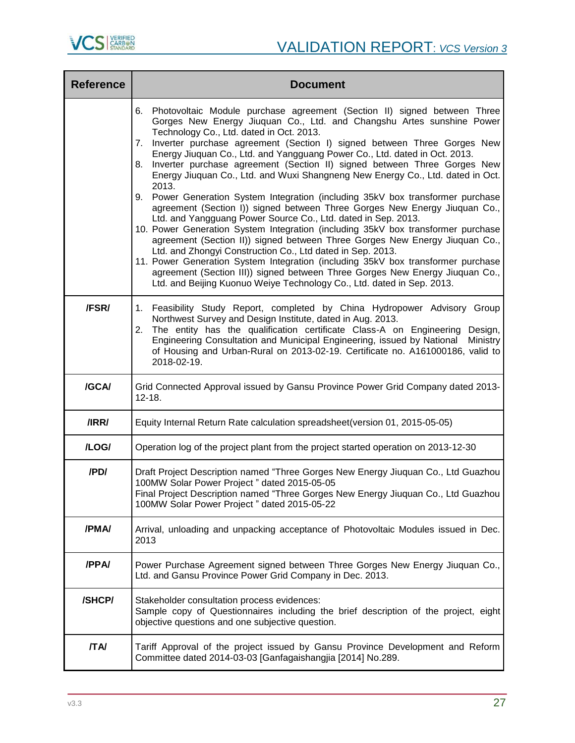| Reference | Document |
|---|---|
| | 6. Photovoltaic Module purchase agreement (Section II) signed between Three Gorges New Energy Jiuquan Co., Ltd. and Changshu Artes sunshine Power Technology Co., Ltd. dated in Oct. 2013.<br>7. Inverter purchase agreement (Section I) signed between Three Gorges New Energy Jiuquan Co., Ltd. and Yangguang Power Co., Ltd. dated in Oct. 2013.<br>8. Inverter purchase agreement (Section II) signed between Three Gorges New Energy Jiuquan Co., Ltd. and Wuxi Shangneng New Energy Co., Ltd. dated in Oct. 2013.<br>9. Power Generation System Integration (including 35kV box transformer purchase agreement (Section I)) signed between Three Gorges New Energy Jiuquan Co., Ltd. and Yangguang Power Source Co., Ltd. dated in Sep. 2013.<br>10. Power Generation System Integration (including 35kV box transformer purchase agreement (Section II)) signed between Three Gorges New Energy Jiuquan Co., Ltd. and Zhongyi Construction Co., Ltd dated in Sep. 2013.<br>11. Power Generation System Integration (including 35kV box transformer purchase agreement (Section III)) signed between Three Gorges New Energy Jiuquan Co., Ltd. and Beijing Kuonuo Weiye Technology Co., Ltd. dated in Sep. 2013. |
| /FSR/ | 1. Feasibility Study Report, completed by China Hydropower Advisory Group Northwest Survey and Design Institute, dated in Aug. 2013.<br>2. The entity has the qualification certificate Class-A on Engineering Design, Engineering Consultation and Municipal Engineering, issued by National Ministry of Housing and Urban-Rural on 2013-02-19. Certificate no. A161000186, valid to 2018-02-19. |
| /GCA/ | Grid Connected Approval issued by Gansu Province Power Grid Company dated 2013-12-18. |
| /IRR/ | Equity Internal Return Rate calculation spreadsheet(version 01, 2015-05-05) |
| /LOG/ | Operation log of the project plant from the project started operation on 2013-12-30 |
| /PD/ | Draft Project Description named "Three Gorges New Energy Jiuquan Co., Ltd Guazhou 100MW Solar Power Project " dated 2015-05-05<br>Final Project Description named "Three Gorges New Energy Jiuquan Co., Ltd Guazhou 100MW Solar Power Project " dated 2015-05-22 |
| /PMA/ | Arrival, unloading and unpacking acceptance of Photovoltaic Modules issued in Dec. 2013 |
| /PPA/ | Power Purchase Agreement signed between Three Gorges New Energy Jiuquan Co., Ltd. and Gansu Province Power Grid Company in Dec. 2013. |
| /SHCP/ | Stakeholder consultation process evidences:<br>Sample copy of Questionnaires including the brief description of the project, eight objective questions and one subjective question. |
| /TA/ | Tariff Approval of the project issued by Gansu Province Development and Reform Committee dated 2014-03-03 [Ganfagaishangjia [2014] No.289. |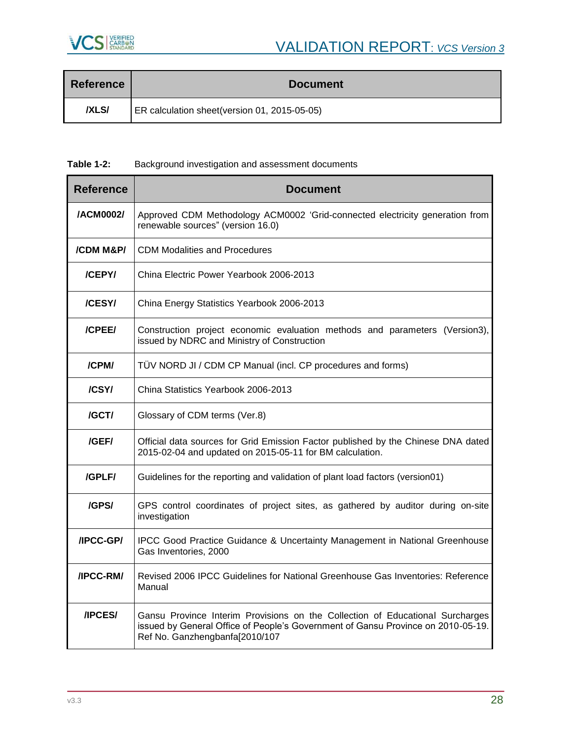| Reference | Document |
|---|---|
| /XLS/ | ER calculation sheet(version 01, 2015-05-05) |

**Table 1-2:** Background investigation and assessment documents

| Reference | Document |
|---|---|
| /ACM0002/ | Approved CDM Methodology ACM0002 'Grid-connected electricity generation from renewable sources" (version 16.0) |
| /CDM M&P/ | CDM Modalities and Procedures |
| /CEPY/ | China Electric Power Yearbook 2006-2013 |
| /CESY/ | China Energy Statistics Yearbook 2006-2013 |
| /CPEE/ | Construction project economic evaluation methods and parameters (Version3), issued by NDRC and Ministry of Construction |
| /CPM/ | TÜV NORD JI / CDM CP Manual (incl. CP procedures and forms) |
| /CSY/ | China Statistics Yearbook 2006-2013 |
| /GCT/ | Glossary of CDM terms (Ver.8) |
| /GEF/ | Official data sources for Grid Emission Factor published by the Chinese DNA dated 2015-02-04 and updated on 2015-05-11 for BM calculation. |
| /GPLF/ | Guidelines for the reporting and validation of plant load factors (version01) |
| /GPS/ | GPS control coordinates of project sites, as gathered by auditor during on-site investigation |
| /IPCC-GP/ | IPCC Good Practice Guidance & Uncertainty Management in National Greenhouse Gas Inventories, 2000 |
| /IPCC-RM/ | Revised 2006 IPCC Guidelines for National Greenhouse Gas Inventories: Reference Manual |
| /IPCES/ | Gansu Province Interim Provisions on the Collection of Educational Surcharges issued by General Office of People's Government of Gansu Province on 2010-05-19. Ref No. Ganzhengbanfa[2010/107 |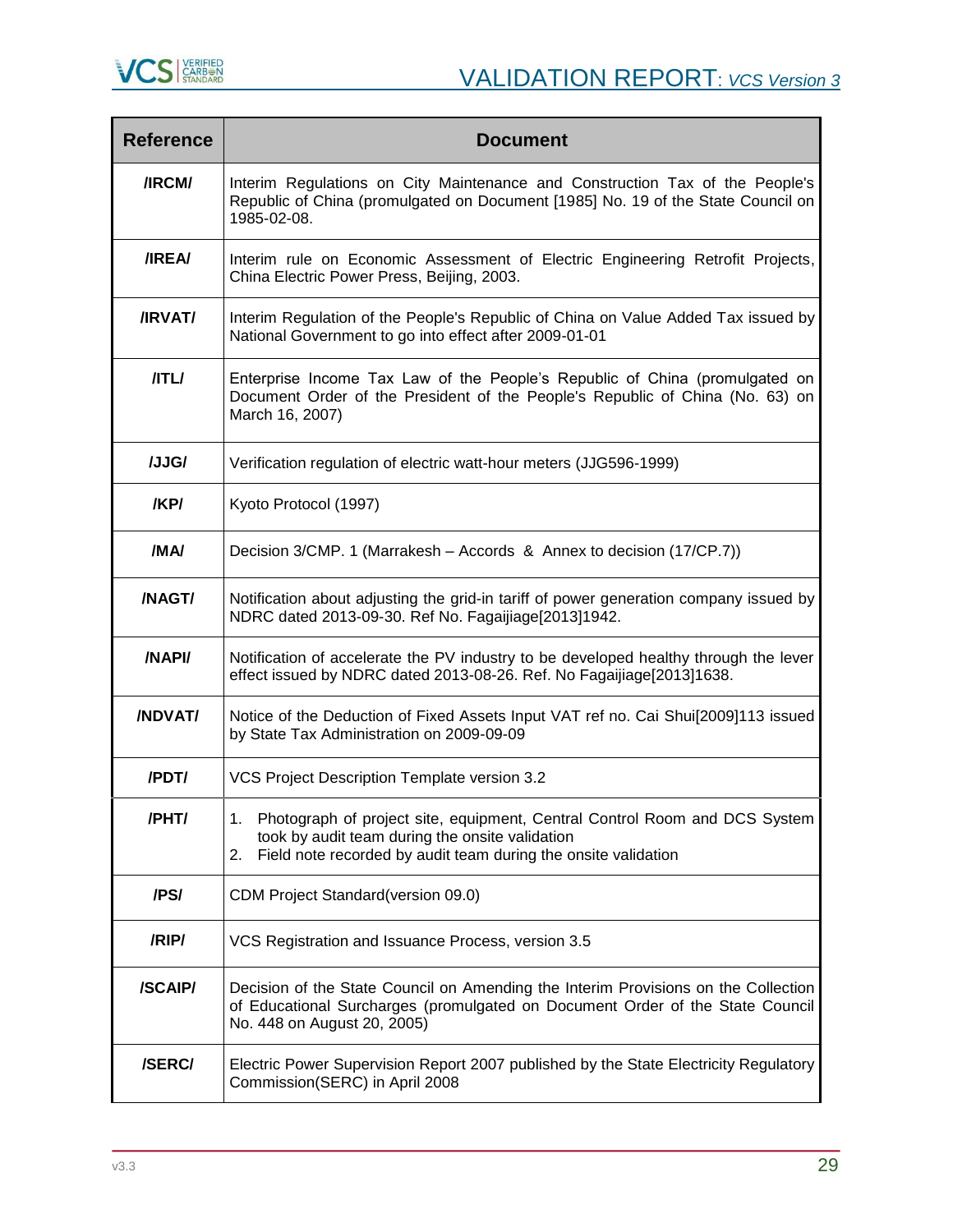| Reference | Document |
|---|---|
| /IRCM/ | Interim Regulations on City Maintenance and Construction Tax of the People's Republic of China (promulgated on Document [1985] No. 19 of the State Council on 1985-02-08. |
| /IREA/ | Interim rule on Economic Assessment of Electric Engineering Retrofit Projects, China Electric Power Press, Beijing, 2003. |
| /IRVAT/ | Interim Regulation of the People's Republic of China on Value Added Tax issued by National Government to go into effect after 2009-01-01 |
| /ITL/ | Enterprise Income Tax Law of the People's Republic of China (promulgated on Document Order of the President of the People's Republic of China (No. 63) on March 16, 2007) |
| /JJG/ | Verification regulation of electric watt-hour meters (JJG596-1999) |
| /KP/ | Kyoto Protocol (1997) |
| /MA/ | Decision 3/CMP. 1 (Marrakesh – Accords & Annex to decision (17/CP.7)) |
| /NAGT/ | Notification about adjusting the grid-in tariff of power generation company issued by NDRC dated 2013-09-30. Ref No. Fagaijiage[2013]1942. |
| /NAPI/ | Notification of accelerate the PV industry to be developed healthy through the lever effect issued by NDRC dated 2013-08-26. Ref. No Fagaijiage[2013]1638. |
| /NDVAT/ | Notice of the Deduction of Fixed Assets Input VAT ref no. Cai Shui[2009]113 issued by State Tax Administration on 2009-09-09 |
| /PDT/ | VCS Project Description Template version 3.2 |
| /PHT/ | 1. Photograph of project site, equipment, Central Control Room and DCS System took by audit team during the onsite validation<br>2. Field note recorded by audit team during the onsite validation |
| /PS/ | CDM Project Standard(version 09.0) |
| /RIP/ | VCS Registration and Issuance Process, version 3.5 |
| /SCAIP/ | Decision of the State Council on Amending the Interim Provisions on the Collection of Educational Surcharges (promulgated on Document Order of the State Council No. 448 on August 20, 2005) |
| /SERC/ | Electric Power Supervision Report 2007 published by the State Electricity Regulatory Commission(SERC) in April 2008 |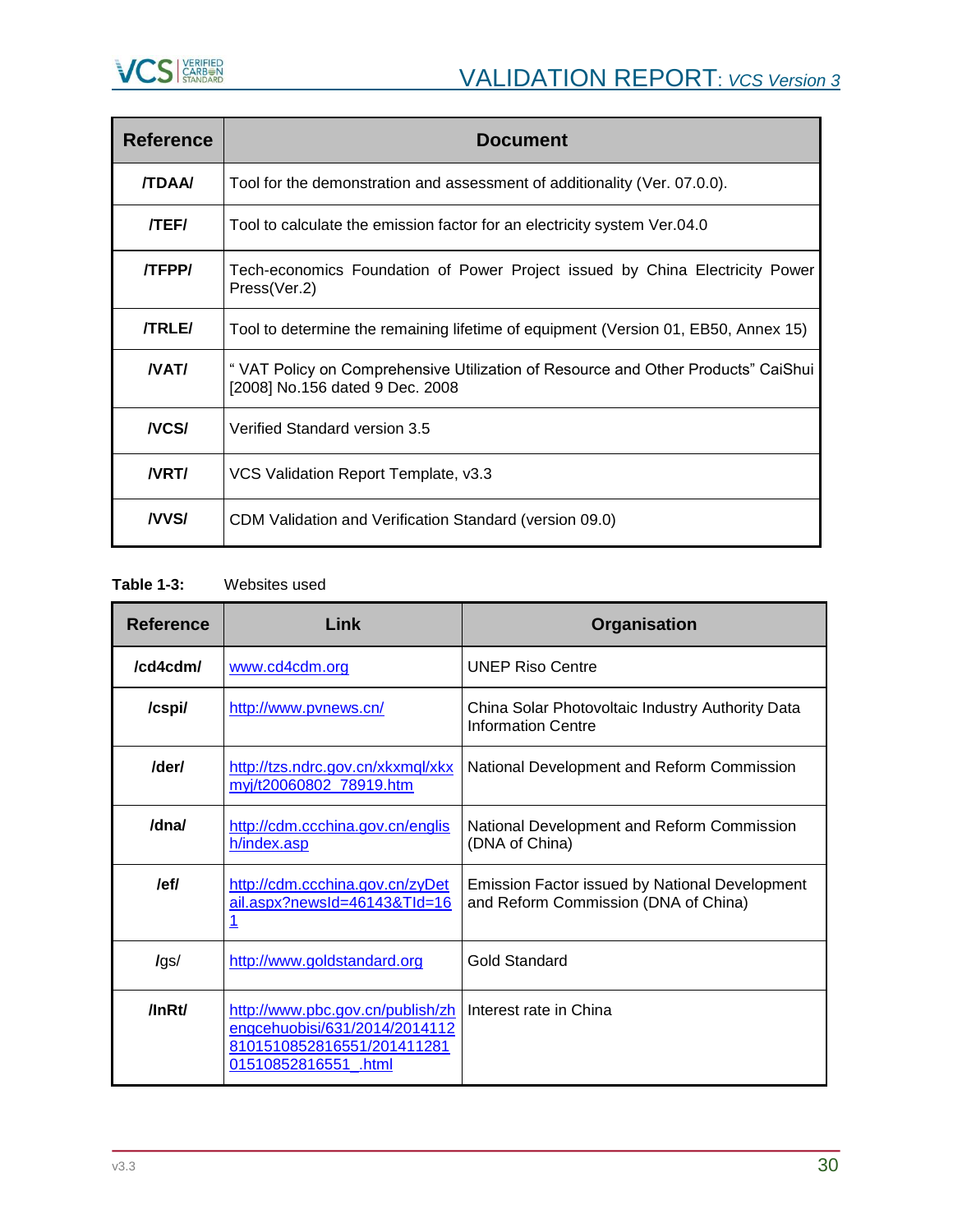| Reference | Document |
| --- | --- |
| /TDAA/ | Tool for the demonstration and assessment of additionality (Ver. 07.0.0). |
| /TEF/ | Tool to calculate the emission factor for an electricity system Ver.04.0 |
| /TFPP/ | Tech-economics Foundation of Power Project issued by China Electricity Power Press(Ver.2) |
| /TRLE/ | Tool to determine the remaining lifetime of equipment (Version 01, EB50, Annex 15) |
| /VAT/ | " VAT Policy on Comprehensive Utilization of Resource and Other Products" CaiShui [2008] No.156 dated 9 Dec. 2008 |
| /VCS/ | Verified Standard version 3.5 |
| /VRT/ | VCS Validation Report Template, v3.3 |
| /VVS/ | CDM Validation and Verification Standard (version 09.0) |

**Table 1-3:** Websites used

| Reference | Link | Organisation |
| --- | --- | --- |
| /cd4cdm/ | www.cd4cdm.org | UNEP Riso Centre |
| /cspi/ | http://www.pvnews.cn/ | China Solar Photovoltaic Industry Authority Data Information Centre |
| /der/ | http://tzs.ndrc.gov.cn/xkxmql/xkxmyj/t20060802_78919.htm | National Development and Reform Commission |
| /dna/ | http://cdm.ccchina.gov.cn/english/index.asp | National Development and Reform Commission (DNA of China) |
| /ef/ | http://cdm.ccchina.gov.cn/zyDetail.aspx?newsId=46143&TId=161 | Emission Factor issued by National Development and Reform Commission (DNA of China) |
| /gs/ | http://www.goldstandard.org | Gold Standard |
| /InRt/ | http://www.pbc.gov.cn/publish/zhengcehuobisi/631/2014/20141128101510852816551/20141128101510852816551_.html | Interest rate in China |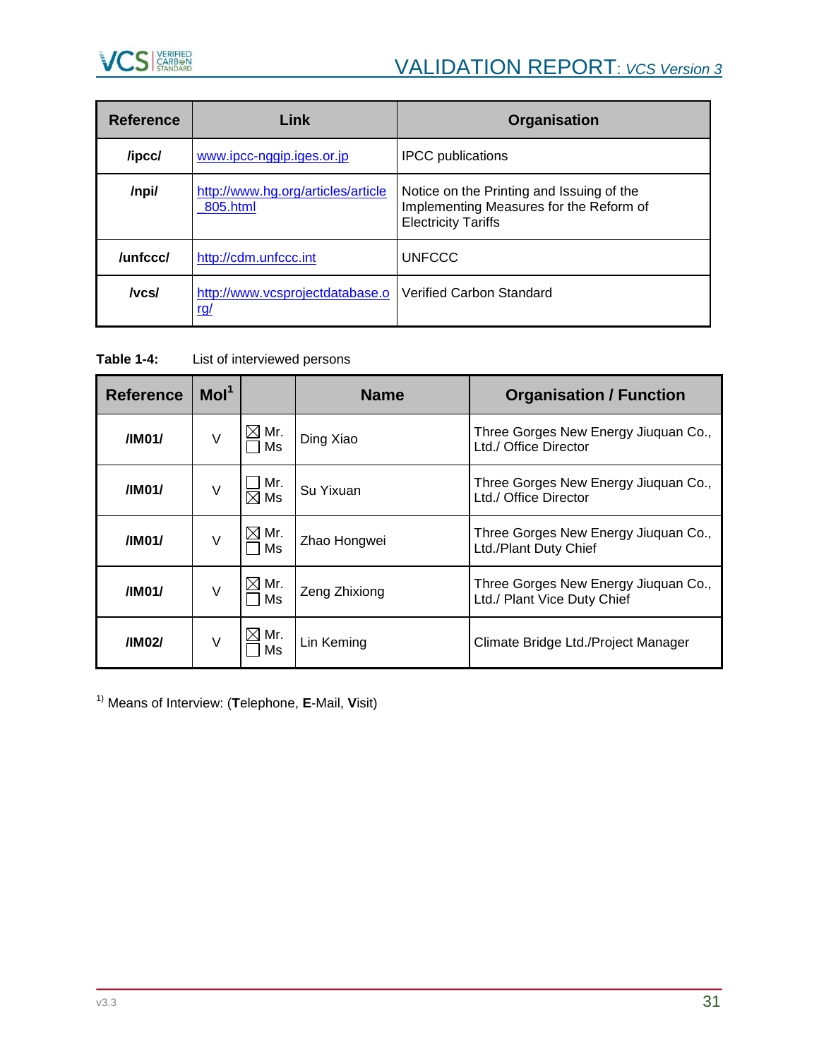| Reference | Link | Organisation |
|---|---|---|
| /ipcc/ | www.ipcc-nggip.iges.or.jp | IPCC publications |
| /npi/ | http://www.hg.org/articles/article_805.html | Notice on the Printing and Issuing of the Implementing Measures for the Reform of Electricity Tariffs |
| /unfccc/ | http://cdm.unfccc.int | UNFCCC |
| /vcs/ | http://www.vcsprojectdatabase.org/ | Verified Carbon Standard |

**Table 1-4:** List of interviewed persons

| Reference | MoI[1] | | Name | Organisation / Function |
|---|---|---|---|---|
| /IM01/ | V | ☒ Mr. ☐ Ms | Ding Xiao | Three Gorges New Energy Jiuquan Co., Ltd./ Office Director |
| /IM01/ | V | ☐ Mr. ☒ Ms | Su Yixuan | Three Gorges New Energy Jiuquan Co., Ltd./ Office Director |
| /IM01/ | V | ☒ Mr. ☐ Ms | Zhao Hongwei | Three Gorges New Energy Jiuquan Co., Ltd./Plant Duty Chief |
| /IM01/ | V | ☒ Mr. ☐ Ms | Zeng Zhixiong | Three Gorges New Energy Jiuquan Co., Ltd./ Plant Vice Duty Chief |
| /IM02/ | V | ☒ Mr. ☐ Ms | Lin Keming | Climate Bridge Ltd./Project Manager |

[1)] Means of Interview: (**T**elephone, **E**-Mail, **V**isit)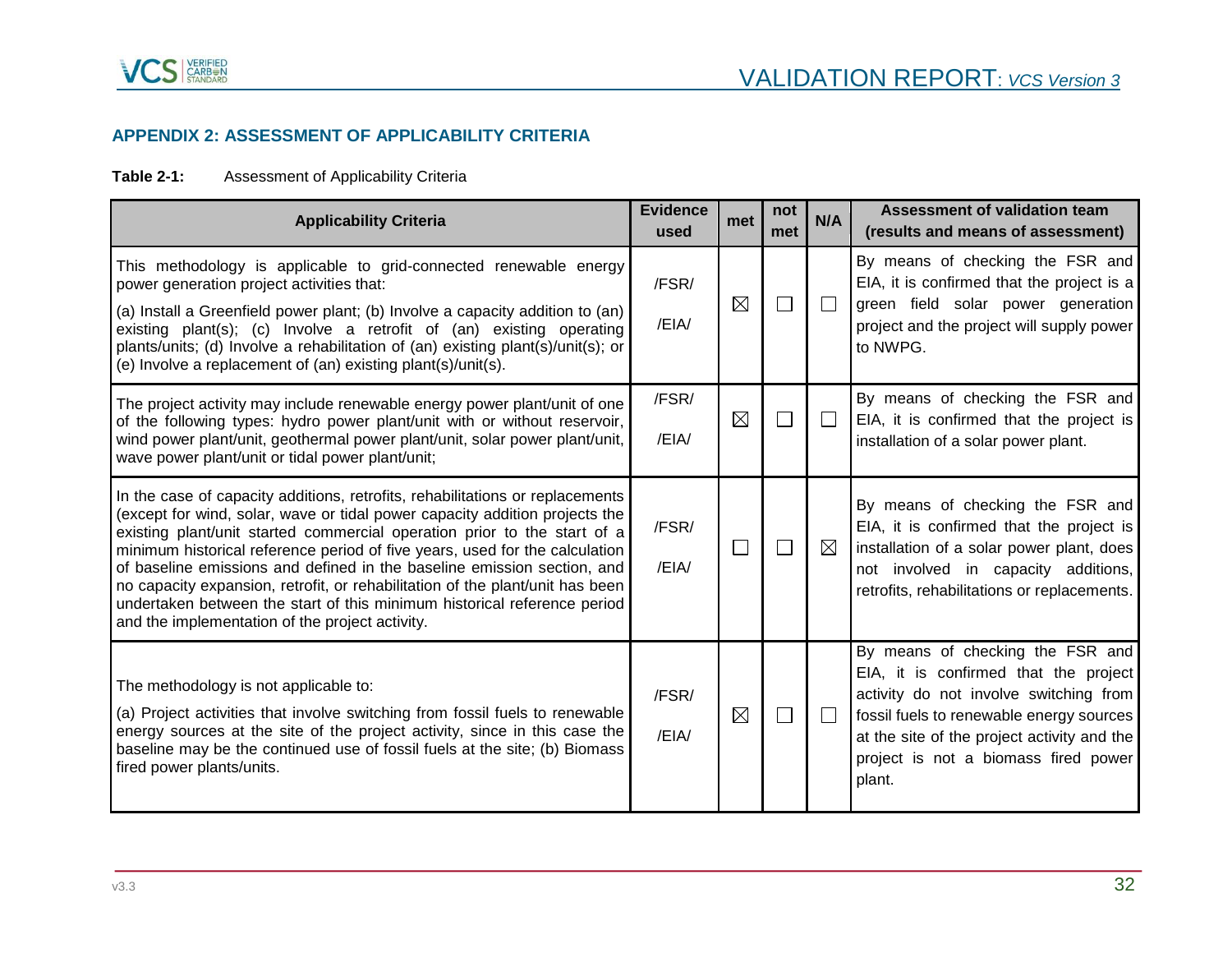## APPENDIX 2: ASSESSMENT OF APPLICABILITY CRITERIA

**Table 2-1:** Assessment of Applicability Criteria

| Applicability Criteria | Evidence used | met | not met | N/A | Assessment of validation team (results and means of assessment) |
|---|---|---|---|---|---|
| This methodology is applicable to grid-connected renewable energy power generation project activities that:<br>(a) Install a Greenfield power plant; (b) Involve a capacity addition to (an) existing plant(s); (c) Involve a retrofit of (an) existing operating plants/units; (d) Involve a rehabilitation of (an) existing plant(s)/unit(s); or (e) Involve a replacement of (an) existing plant(s)/unit(s). | /FSR/<br>/EIA/ | ☒ | ☐ | ☐ | By means of checking the FSR and EIA, it is confirmed that the project is a green field solar power generation project and the project will supply power to NWPG. |
| The project activity may include renewable energy power plant/unit of one of the following types: hydro power plant/unit with or without reservoir, wind power plant/unit, geothermal power plant/unit, solar power plant/unit, wave power plant/unit or tidal power plant/unit; | /FSR/<br>/EIA/ | ☒ | ☐ | ☐ | By means of checking the FSR and EIA, it is confirmed that the project is installation of a solar power plant. |
| In the case of capacity additions, retrofits, rehabilitations or replacements (except for wind, solar, wave or tidal power capacity addition projects the existing plant/unit started commercial operation prior to the start of a minimum historical reference period of five years, used for the calculation of baseline emissions and defined in the baseline emission section, and no capacity expansion, retrofit, or rehabilitation of the plant/unit has been undertaken between the start of this minimum historical reference period and the implementation of the project activity. | /FSR/<br>/EIA/ | ☐ | ☐ | ☒ | By means of checking the FSR and EIA, it is confirmed that the project is installation of a solar power plant, does not involved in capacity additions, retrofits, rehabilitations or replacements. |
| The methodology is not applicable to:<br>(a) Project activities that involve switching from fossil fuels to renewable energy sources at the site of the project activity, since in this case the baseline may be the continued use of fossil fuels at the site; (b) Biomass fired power plants/units. | /FSR/<br>/EIA/ | ☒ | ☐ | ☐ | By means of checking the FSR and EIA, it is confirmed that the project activity do not involve switching from fossil fuels to renewable energy sources at the site of the project activity and the project is not a biomass fired power plant. |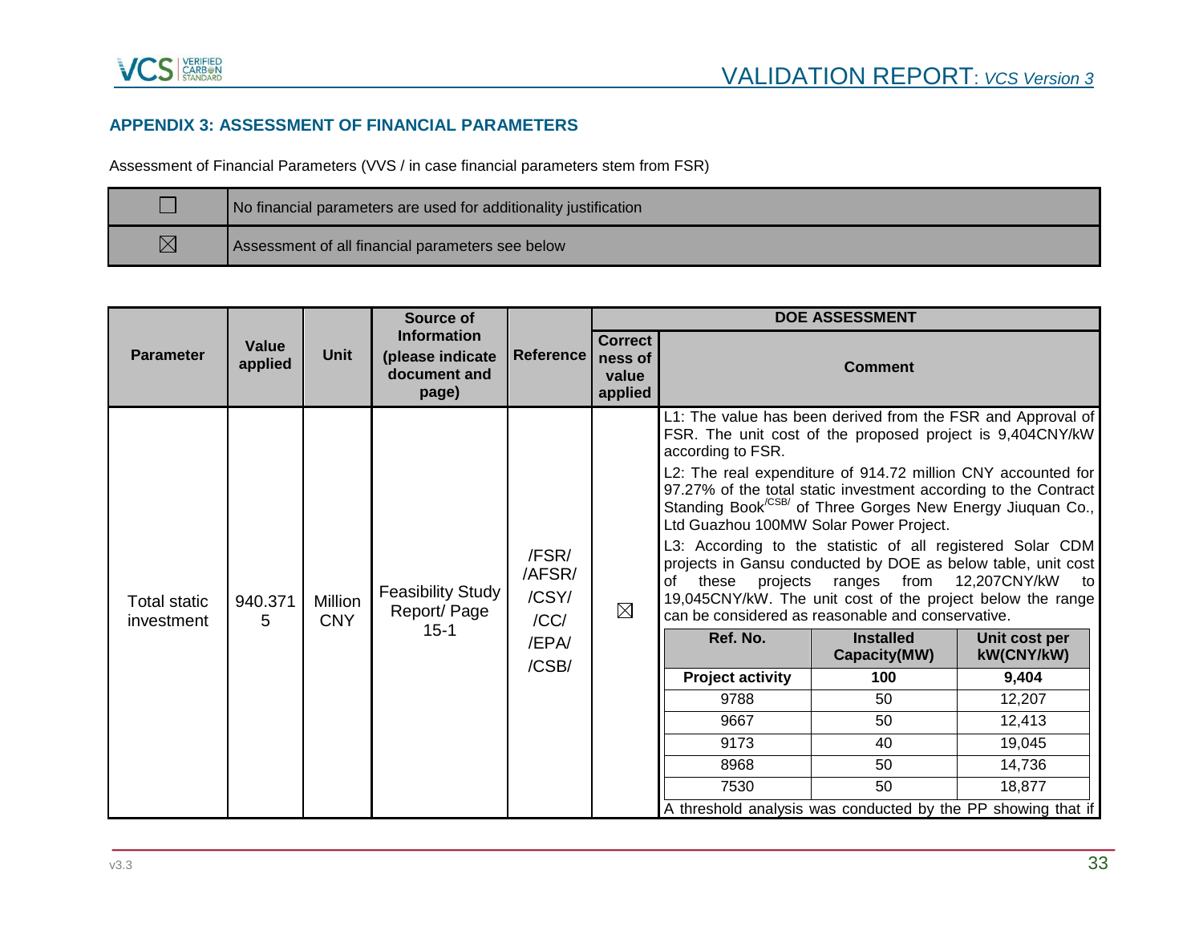## APPENDIX 3: ASSESSMENT OF FINANCIAL PARAMETERS

Assessment of Financial Parameters (VVS / in case financial parameters stem from FSR)

| | |
|---|---|
| ☐ | No financial parameters are used for additionality justification |
| ☒ | Assessment of all financial parameters see below |

| Parameter | Value applied | Unit | Source of Information (please indicate document and page) | Reference | DOE ASSESSMENT | |
|---|---|---|---|---|---|---|
| | | | | | Correctness of value applied | Comment |
| Total static investment | 940.3715 | Million CNY | Feasibility Study Report/ Page 15-1 | /FSR/ /AFSR/ /CSY/ /CC/ /EPA/ /CSB/ | ☒ | L1: The value has been derived from the FSR and Approval of FSR. The unit cost of the proposed project is 9,404CNY/kW according to FSR.<br><br>L2: The real expenditure of 914.72 million CNY accounted for 97.27% of the total static investment according to the Contract Standing Book/CSB/ of Three Gorges New Energy Jiuquan Co., Ltd Guazhou 100MW Solar Power Project.<br><br>L3: According to the statistic of all registered Solar CDM projects in Gansu conducted by DOE as below table, unit cost of these projects ranges from 12,207CNY/kW to 19,045CNY/kW. The unit cost of the project below the range can be considered as reasonable and conservative.<br><br>Ref. No. / Installed Capacity(MW) / Unit cost per kW(CNY/kW):<br>**Project activity** / **100** / **9,404**<br>9788 / 50 / 12,207<br>9667 / 50 / 12,413<br>9173 / 40 / 19,045<br>8968 / 50 / 14,736<br>7530 / 50 / 18,877<br><br>A threshold analysis was conducted by the PP showing that if |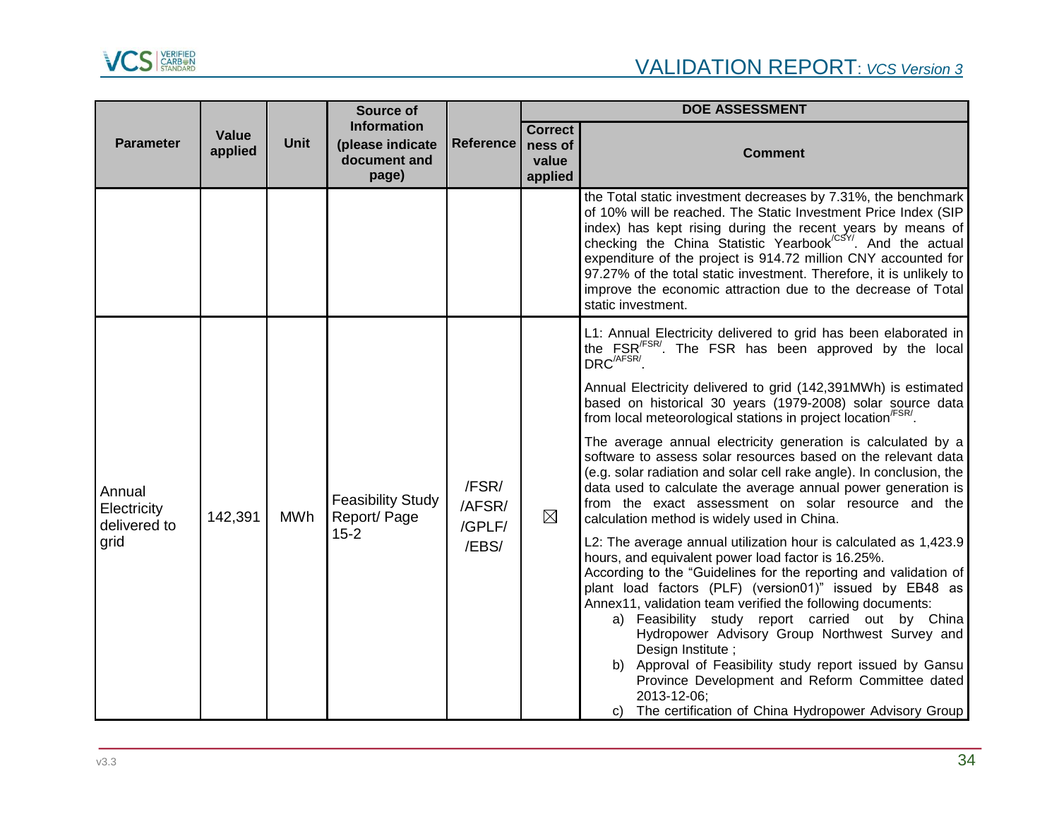| Parameter | Value applied | Unit | Source of Information (please indicate document and page) | Reference | DOE ASSESSMENT | |
|---|---|---|---|---|---|---|
| | | | | | Correctness of value applied | Comment |
| | | | | | | the Total static investment decreases by 7.31%, the benchmark of 10% will be reached. The Static Investment Price Index (SIP index) has kept rising during the recent years by means of checking the China Statistic Yearbook[/CSY/]. And the actual expenditure of the project is 914.72 million CNY accounted for 97.27% of the total static investment. Therefore, it is unlikely to improve the economic attraction due to the decrease of Total static investment. |
| Annual Electricity delivered to grid | 142,391 | MWh | Feasibility Study Report/ Page 15-2 | /FSR/ /AFSR/ /GPLF/ /EBS/ | ☒ | L1: Annual Electricity delivered to grid has been elaborated in the FSR[/FSR/]. The FSR has been approved by the local DRC[/AFSR/].<br><br>Annual Electricity delivered to grid (142,391MWh) is estimated based on historical 30 years (1979-2008) solar source data from local meteorological stations in project location[/FSR/].<br><br>The average annual electricity generation is calculated by a software to assess solar resources based on the relevant data (e.g. solar radiation and solar cell rake angle). In conclusion, the data used to calculate the average annual power generation is from the exact assessment on solar resource and the calculation method is widely used in China.<br><br>L2: The average annual utilization hour is calculated as 1,423.9 hours, and equivalent power load factor is 16.25%.<br>According to the "Guidelines for the reporting and validation of plant load factors (PLF) (version01)" issued by EB48 as Annex11, validation team verified the following documents:<br>a) Feasibility study report carried out by China Hydropower Advisory Group Northwest Survey and Design Institute ;<br>b) Approval of Feasibility study report issued by Gansu Province Development and Reform Committee dated 2013-12-06;<br>c) The certification of China Hydropower Advisory Group |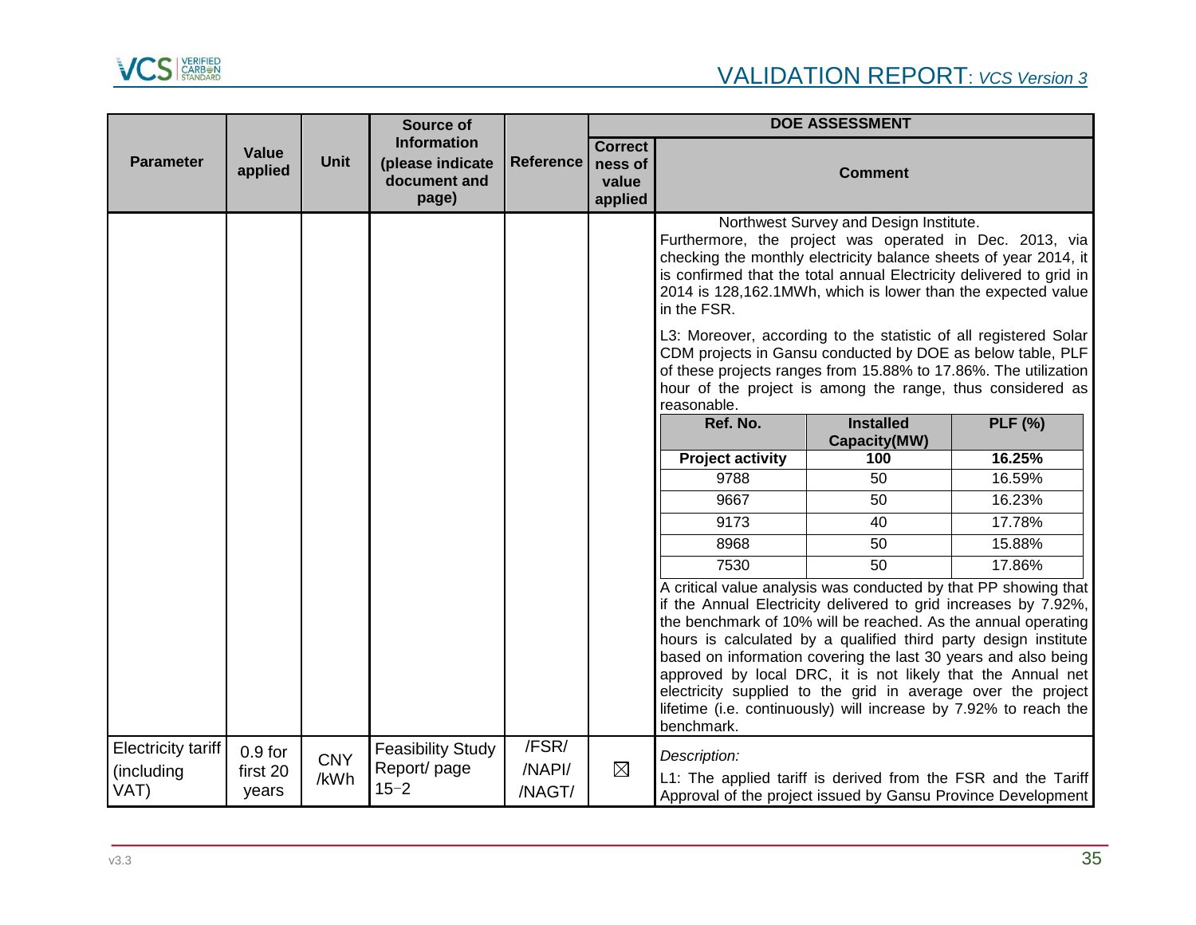| Parameter | Value applied | Unit | Source of Information (please indicate document and page) | Reference | DOE ASSESSMENT | |
|---|---|---|---|---|---|---|
| | | | | | Correctness of value applied | Comment |
| | | | | | | Northwest Survey and Design Institute.<br>Furthermore, the project was operated in Dec. 2013, via checking the monthly electricity balance sheets of year 2014, it is confirmed that the total annual Electricity delivered to grid in 2014 is 128,162.1MWh, which is lower than the expected value in the FSR.<br><br>L3: Moreover, according to the statistic of all registered Solar CDM projects in Gansu conducted by DOE as below table, PLF of these projects ranges from 15.88% to 17.86%. The utilization hour of the project is among the range, thus considered as reasonable.<br><br>Ref. No. / Installed Capacity(MW) / PLF (%):<br>**Project activity** / **100** / **16.25%**<br>9788 / 50 / 16.59%<br>9667 / 50 / 16.23%<br>9173 / 40 / 17.78%<br>8968 / 50 / 15.88%<br>7530 / 50 / 17.86%<br><br>A critical value analysis was conducted by that PP showing that if the Annual Electricity delivered to grid increases by 7.92%, the benchmark of 10% will be reached. As the annual operating hours is calculated by a qualified third party design institute based on information covering the last 30 years and also being approved by local DRC, it is not likely that the Annual net electricity supplied to the grid in average over the project lifetime (i.e. continuously) will increase by 7.92% to reach the benchmark. |
| Electricity tariff (including VAT) | 0.9 for first 20 years | CNY /kWh | Feasibility Study Report/ page 15–2 | /FSR/ /NAPI/ /NAGT/ | ☒ | *Description:*<br>L1: The applied tariff is derived from the FSR and the Tariff Approval of the project issued by Gansu Province Development |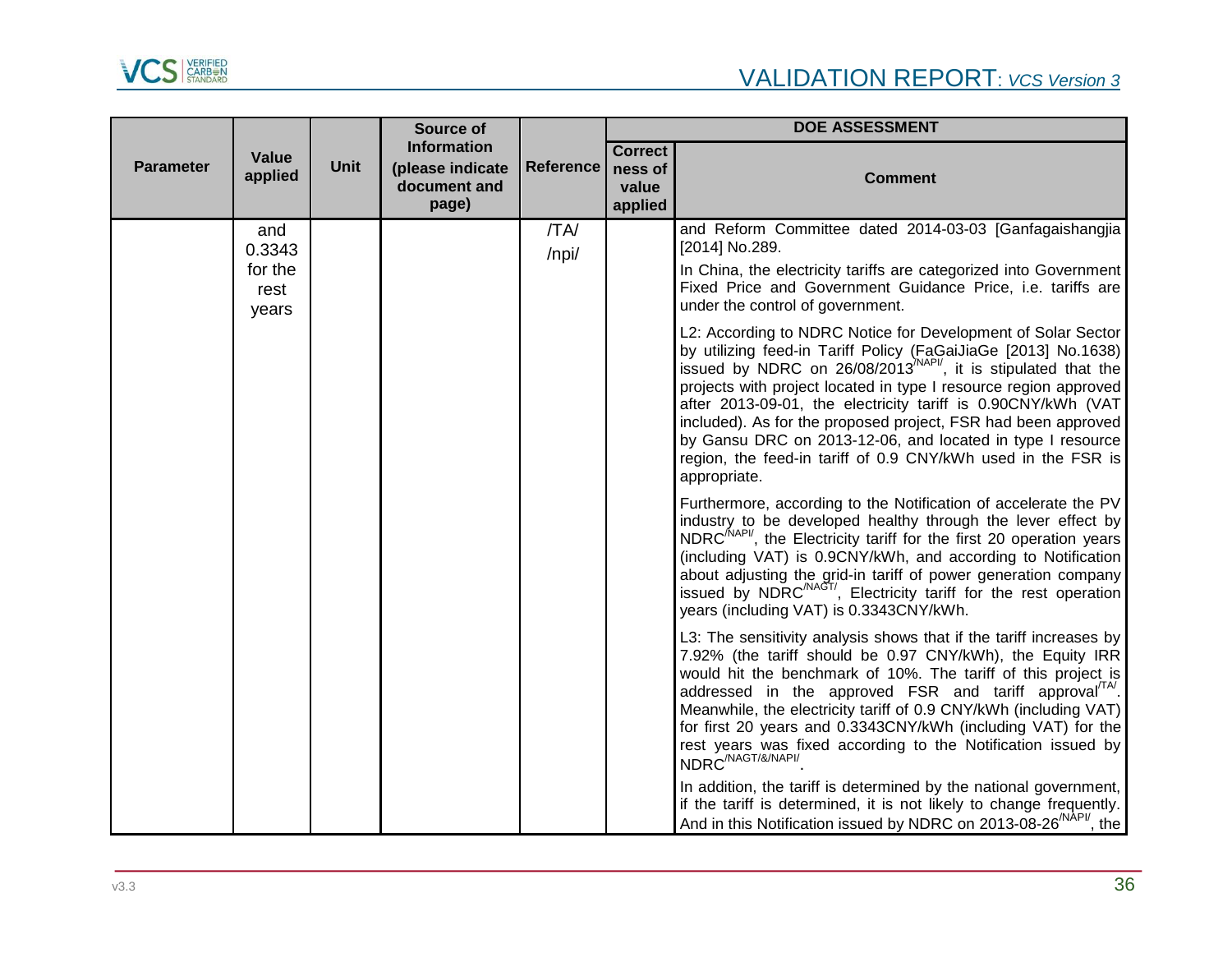| Parameter | Value applied | Unit | Source of Information (please indicate document and page) | Reference | DOE ASSESSMENT | |
|---|---|---|---|---|---|---|
| | | | | | Correctness of value applied | Comment |
| | and 0.3343 for the rest years | | | /TA/ /npi/ | | and Reform Committee dated 2014-03-03 [Ganfagaishangjia [2014] No.289.<br><br>In China, the electricity tariffs are categorized into Government Fixed Price and Government Guidance Price, i.e. tariffs are under the control of government.<br><br>L2: According to NDRC Notice for Development of Solar Sector by utilizing feed-in Tariff Policy (FaGaiJiaGe [2013] No.1638) issued by NDRC on 26/08/2013[/NAPI/], it is stipulated that the projects with project located in type I resource region approved after 2013-09-01, the electricity tariff is 0.90CNY/kWh (VAT included). As for the proposed project, FSR had been approved by Gansu DRC on 2013-12-06, and located in type I resource region, the feed-in tariff of 0.9 CNY/kWh used in the FSR is appropriate.<br><br>Furthermore, according to the Notification of accelerate the PV industry to be developed healthy through the lever effect by NDRC[/NAPI/], the Electricity tariff for the first 20 operation years (including VAT) is 0.9CNY/kWh, and according to Notification about adjusting the grid-in tariff of power generation company issued by NDRC[/NAGT/], Electricity tariff for the rest operation years (including VAT) is 0.3343CNY/kWh.<br><br>L3: The sensitivity analysis shows that if the tariff increases by 7.92% (the tariff should be 0.97 CNY/kWh), the Equity IRR would hit the benchmark of 10%. The tariff of this project is addressed in the approved FSR and tariff approval[/TA/]. Meanwhile, the electricity tariff of 0.9 CNY/kWh (including VAT) for first 20 years and 0.3343CNY/kWh (including VAT) for the rest years was fixed according to the Notification issued by NDRC[/NAGT/&/NAPI/].<br><br>In addition, the tariff is determined by the national government, if the tariff is determined, it is not likely to change frequently. And in this Notification issued by NDRC on 2013-08-26[/NAPI/], the |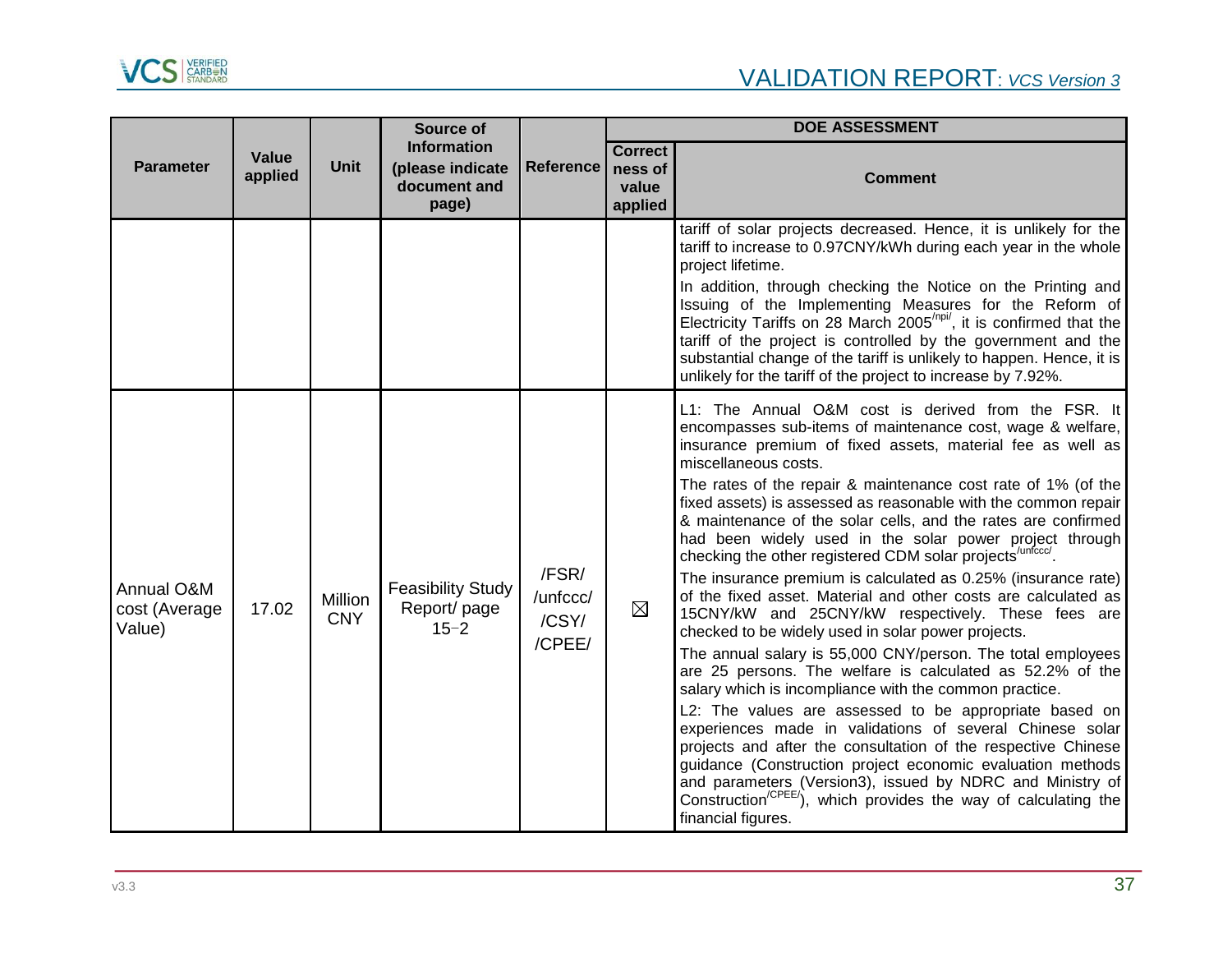| Parameter | Value applied | Unit | Source of Information (please indicate document and page) | Reference | DOE ASSESSMENT | |
|---|---|---|---|---|---|---|
| | | | | | Correctness of value applied | Comment |
| | | | | | | tariff of solar projects decreased. Hence, it is unlikely for the tariff to increase to 0.97CNY/kWh during each year in the whole project lifetime.<br>In addition, through checking the Notice on the Printing and Issuing of the Implementing Measures for the Reform of Electricity Tariffs on 28 March 2005[/npi/], it is confirmed that the tariff of the project is controlled by the government and the substantial change of the tariff is unlikely to happen. Hence, it is unlikely for the tariff of the project to increase by 7.92%. |
| Annual O&M cost (Average Value) | 17.02 | Million CNY | Feasibility Study Report/ page 15-2 | /FSR/ /unfccc/ /CSY/ /CPEE/ | ☒ | L1: The Annual O&M cost is derived from the FSR. It encompasses sub-items of maintenance cost, wage & welfare, insurance premium of fixed assets, material fee as well as miscellaneous costs.<br>The rates of the repair & maintenance cost rate of 1% (of the fixed assets) is assessed as reasonable with the common repair & maintenance of the solar cells, and the rates are confirmed had been widely used in the solar power project through checking the other registered CDM solar projects[/unfccc/].<br>The insurance premium is calculated as 0.25% (insurance rate) of the fixed asset. Material and other costs are calculated as 15CNY/kW and 25CNY/kW respectively. These fees are checked to be widely used in solar power projects.<br>The annual salary is 55,000 CNY/person. The total employees are 25 persons. The welfare is calculated as 52.2% of the salary which is incompliance with the common practice.<br>L2: The values are assessed to be appropriate based on experiences made in validations of several Chinese solar projects and after the consultation of the respective Chinese guidance (Construction project economic evaluation methods and parameters (Version3), issued by NDRC and Ministry of Construction[/CPEE/]), which provides the way of calculating the financial figures. |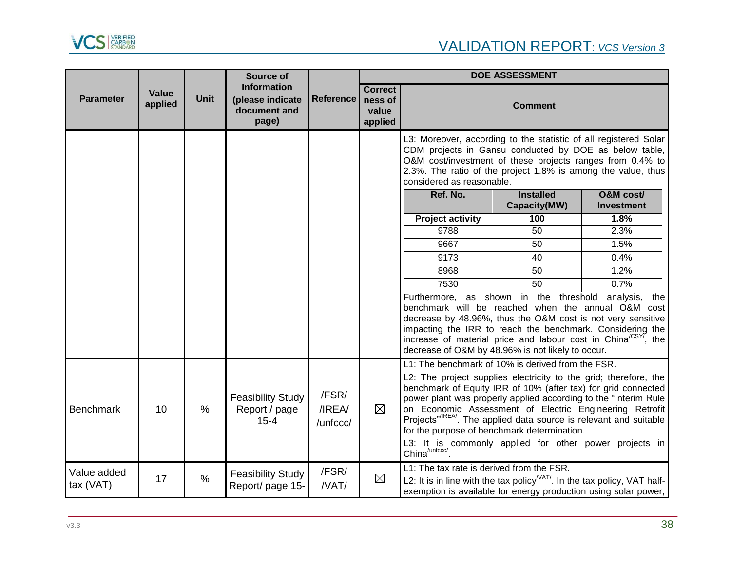| Parameter | Value applied | Unit | Source of Information (please indicate document and page) | Reference | DOE ASSESSMENT | |
|---|---|---|---|---|---|---|
| | | | | | Correctness of value applied | Comment |
| | | | | | | L3: Moreover, according to the statistic of all registered Solar CDM projects in Gansu conducted by DOE as below table, O&M cost/investment of these projects ranges from 0.4% to 2.3%. The ratio of the project 1.8% is among the value, thus considered as reasonable.<br><br>**Ref. No.** / **Installed Capacity(MW)** / **O&M cost/ Investment**<br>**Project activity** / **100** / **1.8%**<br>9788 / 50 / 2.3%<br>9667 / 50 / 1.5%<br>9173 / 40 / 0.4%<br>8968 / 50 / 1.2%<br>7530 / 50 / 0.7%<br><br>Furthermore, as shown in the threshold analysis, the benchmark will be reached when the annual O&M cost decrease by 48.96%, thus the O&M cost is not very sensitive impacting the IRR to reach the benchmark. Considering the increase of material price and labour cost in China[/CSY/], the decrease of O&M by 48.96% is not likely to occur. |
| Benchmark | 10 | % | Feasibility Study Report / page 15-4 | /FSR/ /IREA/ /unfccc/ | ☒ | L1: The benchmark of 10% is derived from the FSR.<br>L2: The project supplies electricity to the grid; therefore, the benchmark of Equity IRR of 10% (after tax) for grid connected power plant was properly applied according to the "Interim Rule on Economic Assessment of Electric Engineering Retrofit Projects"[/IREA/]. The applied data source is relevant and suitable for the purpose of benchmark determination.<br>L3: It is commonly applied for other power projects in China[/unfccc/]. |
| Value added tax (VAT) | 17 | % | Feasibility Study Report/ page 15- | /FSR/ /VAT/ | ☒ | L1: The tax rate is derived from the FSR.<br>L2: It is in line with the tax policy[/VAT/]. In the tax policy, VAT half-exemption is available for energy production using solar power, |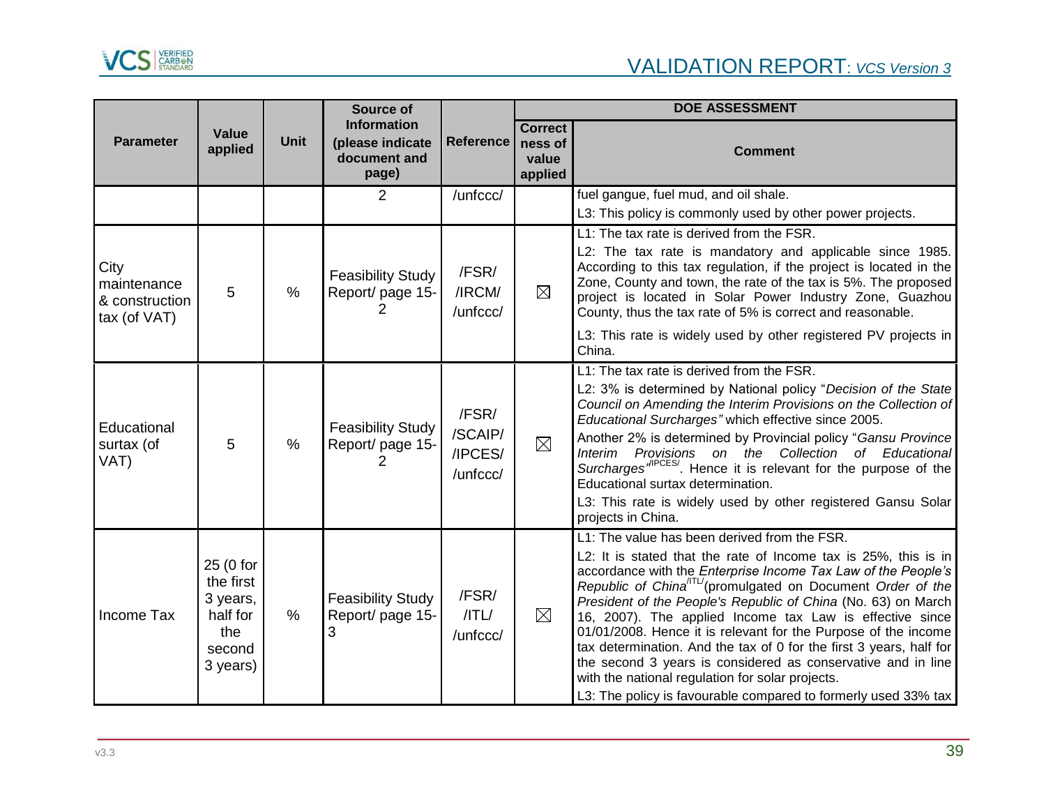| Parameter | Value applied | Unit | Source of Information (please indicate document and page) | Reference | DOE ASSESSMENT | |
|---|---|---|---|---|---|---|
| | | | | | Correctness of value applied | Comment |
| | | | 2 | /unfccc/ | | fuel gangue, fuel mud, and oil shale.<br>L3: This policy is commonly used by other power projects. |
| City maintenance & construction tax (of VAT) | 5 | % | Feasibility Study Report/ page 15-2 | /FSR/ /IRCM/ /unfccc/ | ☒ | L1: The tax rate is derived from the FSR.<br>L2: The tax rate is mandatory and applicable since 1985. According to this tax regulation, if the project is located in the Zone, County and town, the rate of the tax is 5%. The proposed project is located in Solar Power Industry Zone, Guazhou County, thus the tax rate of 5% is correct and reasonable.<br>L3: This rate is widely used by other registered PV projects in China. |
| Educational surtax (of VAT) | 5 | % | Feasibility Study Report/ page 15-2 | /FSR/ /SCAIP/ /IPCES/ /unfccc/ | ☒ | L1: The tax rate is derived from the FSR.<br>L2: 3% is determined by National policy "*Decision of the State Council on Amending the Interim Provisions on the Collection of Educational Surcharges"* which effective since 2005.<br>Another 2% is determined by Provincial policy "*Gansu Province Interim Provisions on the Collection of Educational Surcharges"*/IPCES/. Hence it is relevant for the purpose of the Educational surtax determination.<br>L3: This rate is widely used by other registered Gansu Solar projects in China. |
| Income Tax | 25 (0 for the first 3 years, half for the second 3 years) | % | Feasibility Study Report/ page 15-3 | /FSR/ /ITL/ /unfccc/ | ☒ | L1: The value has been derived from the FSR.<br>L2: It is stated that the rate of Income tax is 25%, this is in accordance with the *Enterprise Income Tax Law of the People's Republic of China*/ITL/(promulgated on Document *Order of the President of the People's Republic of China* (No. 63) on March 16, 2007). The applied Income tax Law is effective since 01/01/2008. Hence it is relevant for the Purpose of the income tax determination. And the tax of 0 for the first 3 years, half for the second 3 years is considered as conservative and in line with the national regulation for solar projects.<br>L3: The policy is favourable compared to formerly used 33% tax |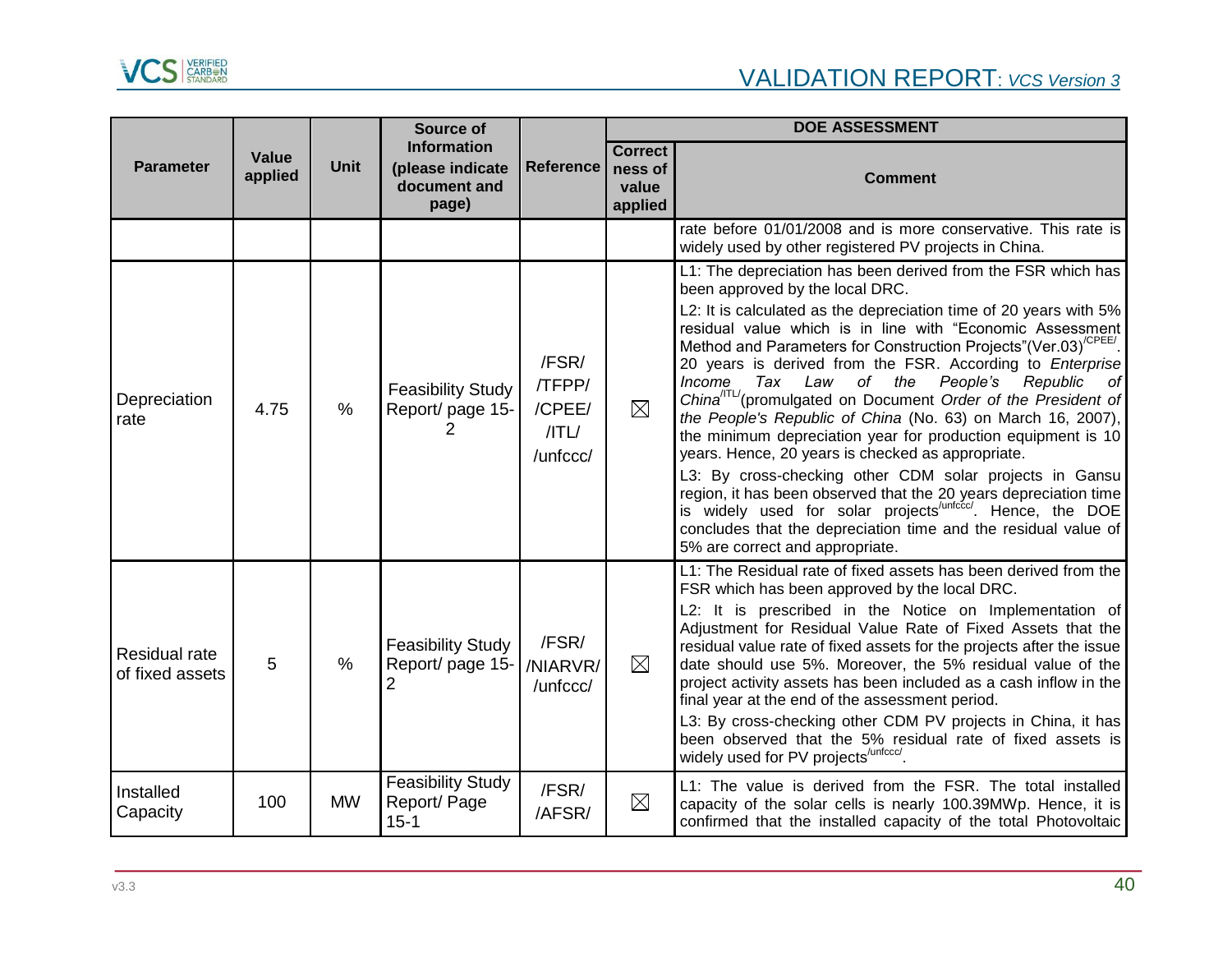| Parameter | Value applied | Unit | Source of Information (please indicate document and page) | Reference | DOE ASSESSMENT | |
|---|---|---|---|---|---|---|
| | | | | | Correctness of value applied | Comment |
| | | | | | | rate before 01/01/2008 and is more conservative. This rate is widely used by other registered PV projects in China. |
| Depreciation rate | 4.75 | % | Feasibility Study Report/ page 15-2 | /FSR/ /TFPP/ /CPEE/ /ITL/ /unfccc/ | ☒ | L1: The depreciation has been derived from the FSR which has been approved by the local DRC.<br>L2: It is calculated as the depreciation time of 20 years with 5% residual value which is in line with "Economic Assessment Method and Parameters for Construction Projects"(Ver.03)[/CPEE/]. 20 years is derived from the FSR. According to *Enterprise Income Tax Law of the People's Republic of China*[/ITL/](promulgated on Document *Order of the President of the People's Republic of China* (No. 63) on March 16, 2007), the minimum depreciation year for production equipment is 10 years. Hence, 20 years is checked as appropriate.<br>L3: By cross-checking other CDM solar projects in Gansu region, it has been observed that the 20 years depreciation time is widely used for solar projects[/unfccc/]. Hence, the DOE concludes that the depreciation time and the residual value of 5% are correct and appropriate. |
| Residual rate of fixed assets | 5 | % | Feasibility Study Report/ page 15-2 | /FSR/ /NIARVR/ /unfccc/ | ☒ | L1: The Residual rate of fixed assets has been derived from the FSR which has been approved by the local DRC.<br>L2: It is prescribed in the Notice on Implementation of Adjustment for Residual Value Rate of Fixed Assets that the residual value rate of fixed assets for the projects after the issue date should use 5%. Moreover, the 5% residual value of the project activity assets has been included as a cash inflow in the final year at the end of the assessment period.<br>L3: By cross-checking other CDM PV projects in China, it has been observed that the 5% residual rate of fixed assets is widely used for PV projects[/unfccc/]. |
| Installed Capacity | 100 | MW | Feasibility Study Report/ Page 15-1 | /FSR/ /AFSR/ | ☒ | L1: The value is derived from the FSR. The total installed capacity of the solar cells is nearly 100.39MWp. Hence, it is confirmed that the installed capacity of the total Photovoltaic |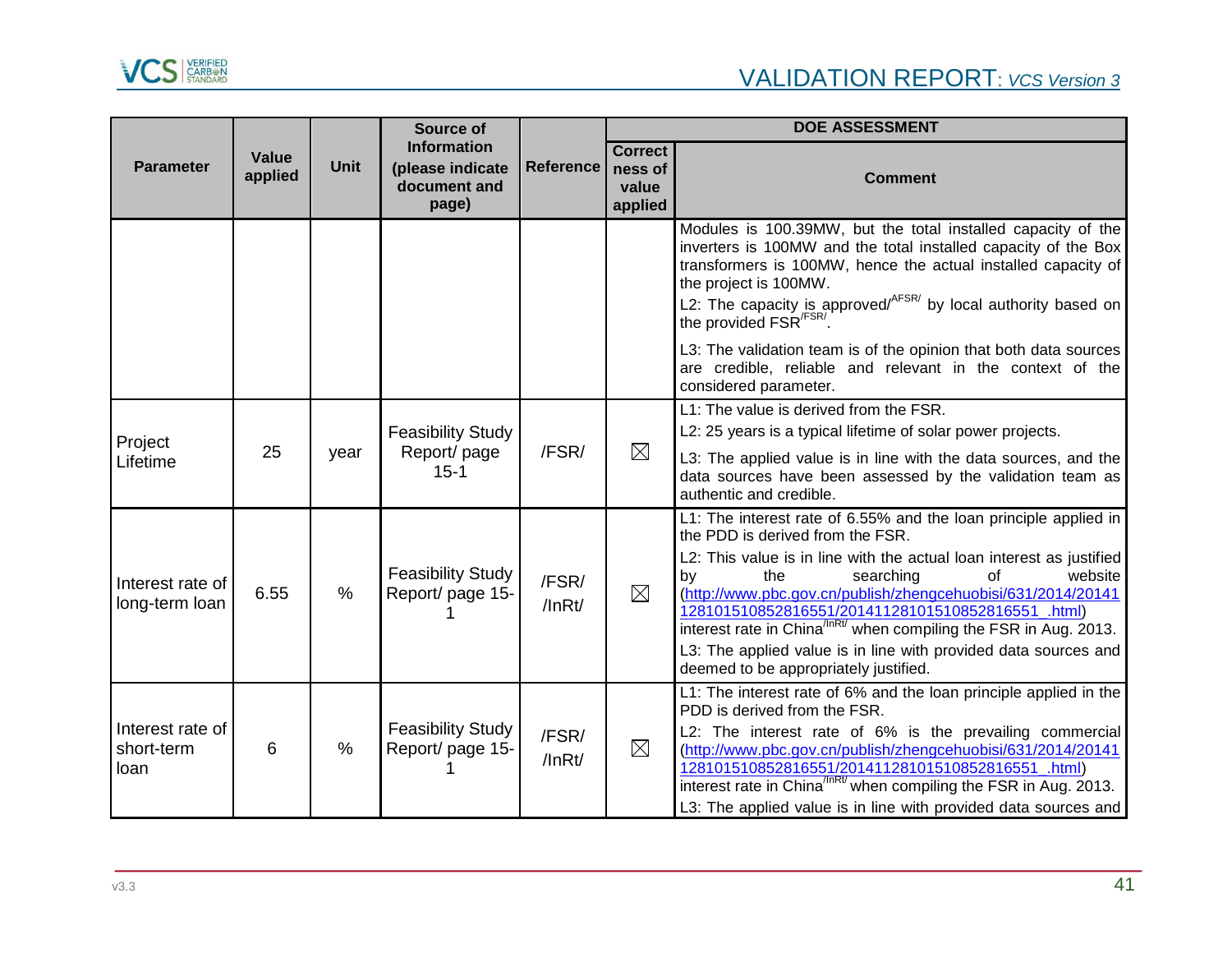| Parameter | Value applied | Unit | Source of Information (please indicate document and page) | Reference | DOE ASSESSMENT | |
|---|---|---|---|---|---|---|
| | | | | | Correctness of value applied | Comment |
| | | | | | | Modules is 100.39MW, but the total installed capacity of the inverters is 100MW and the total installed capacity of the Box transformers is 100MW, hence the actual installed capacity of the project is 100MW.<br>L2: The capacity is approved/AFSR/ by local authority based on the provided FSR/FSR/.<br>L3: The validation team is of the opinion that both data sources are credible, reliable and relevant in the context of the considered parameter. |
| Project Lifetime | 25 | year | Feasibility Study Report/ page 15-1 | /FSR/ | ☒ | L1: The value is derived from the FSR.<br>L2: 25 years is a typical lifetime of solar power projects.<br>L3: The applied value is in line with the data sources, and the data sources have been assessed by the validation team as authentic and credible. |
| Interest rate of long-term loan | 6.55 | % | Feasibility Study Report/ page 15-1 | /FSR/ /InRt/ | ☒ | L1: The interest rate of 6.55% and the loan principle applied in the PDD is derived from the FSR.<br>L2: This value is in line with the actual loan interest as justified by the searching of website (http://www.pbc.gov.cn/publish/zhengcehuobisi/631/2014/20141128101510852816551/20141128101510852816551_.html) interest rate in China/InRt/ when compiling the FSR in Aug. 2013.<br>L3: The applied value is in line with provided data sources and deemed to be appropriately justified. |
| Interest rate of short-term loan | 6 | % | Feasibility Study Report/ page 15-1 | /FSR/ /InRt/ | ☒ | L1: The interest rate of 6% and the loan principle applied in the PDD is derived from the FSR.<br>L2: The interest rate of 6% is the prevailing commercial (http://www.pbc.gov.cn/publish/zhengcehuobisi/631/2014/20141128101510852816551/20141128101510852816551_.html) interest rate in China/InRt/ when compiling the FSR in Aug. 2013.<br>L3: The applied value is in line with provided data sources and |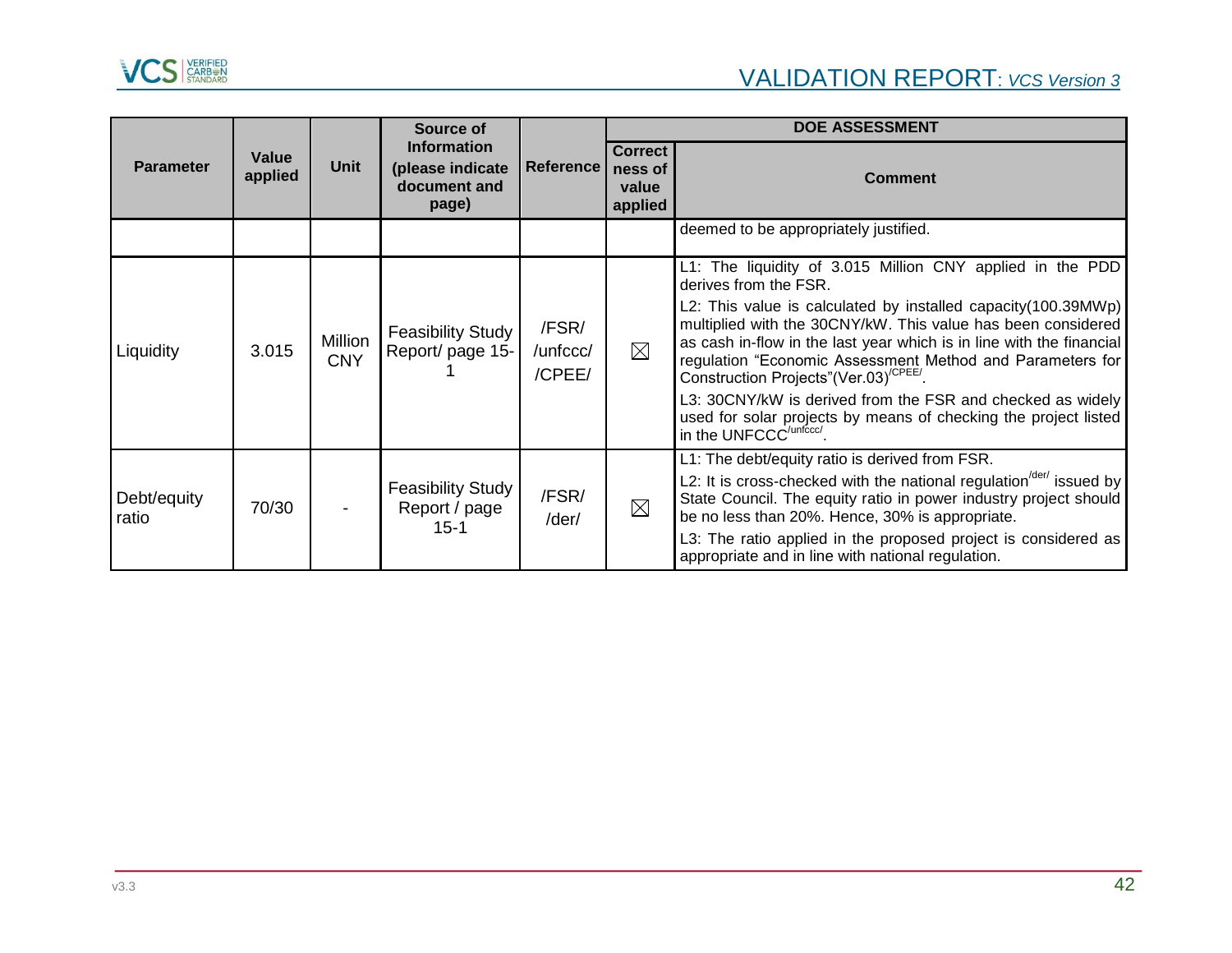| Parameter | Value applied | Unit | Source of Information (please indicate document and page) | Reference | DOE ASSESSMENT | |
|---|---|---|---|---|---|---|
| | | | | | Correctness of value applied | Comment |
| | | | | | | deemed to be appropriately justified. |
| Liquidity | 3.015 | Million CNY | Feasibility Study Report/ page 15-1 | /FSR/ /unfccc/ /CPEE/ | ☒ | L1: The liquidity of 3.015 Million CNY applied in the PDD derives from the FSR.<br>L2: This value is calculated by installed capacity(100.39MWp) multiplied with the 30CNY/kW. This value has been considered as cash in-flow in the last year which is in line with the financial regulation "Economic Assessment Method and Parameters for Construction Projects"(Ver.03)[/CPEE/].<br>L3: 30CNY/kW is derived from the FSR and checked as widely used for solar projects by means of checking the project listed in the UNFCCC[/unfccc/]. |
| Debt/equity ratio | 70/30 | - | Feasibility Study Report / page 15-1 | /FSR/ /der/ | ☒ | L1: The debt/equity ratio is derived from FSR.<br>L2: It is cross-checked with the national regulation[/der/] issued by State Council. The equity ratio in power industry project should be no less than 20%. Hence, 30% is appropriate.<br>L3: The ratio applied in the proposed project is considered as appropriate and in line with national regulation. |